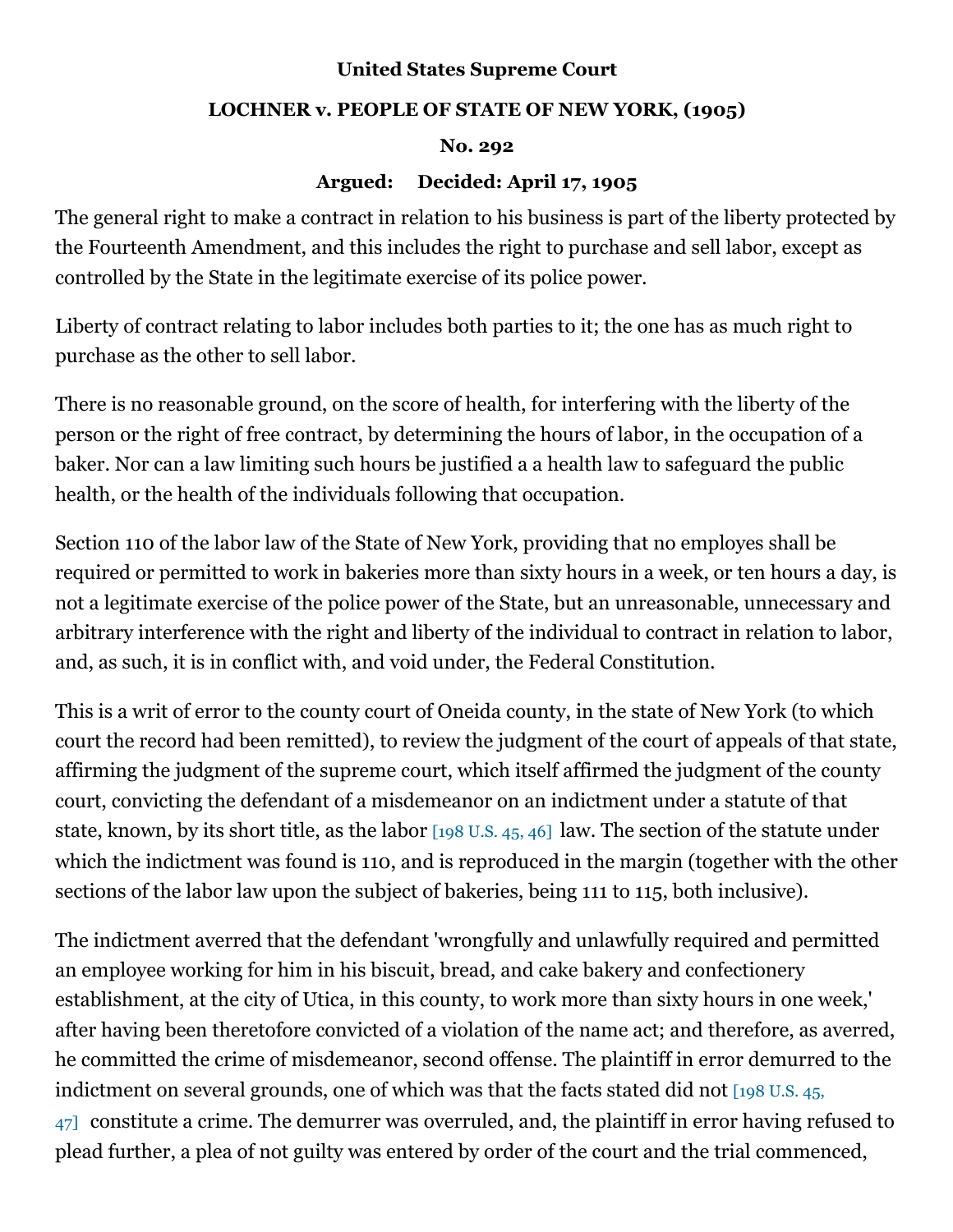**United States Supreme Court**

**LOCHNER v. PEOPLE OF STATE OF NEW YORK, (1905)**

**No. 292**

**Argued: Decided: April 17, 1905**

The general right to make a contract in relation to his business is part of the liberty protected by the Fourteenth Amendment, and this includes the right to purchase and sell labor, except as controlled by the State in the legitimate exercise of its police power.

Liberty of contract relating to labor includes both parties to it; the one has as much right to purchase as the other to sell labor.

There is no reasonable ground, on the score of health, for interfering with the liberty of the person or the right of free contract, by determining the hours of labor, in the occupation of a baker. Nor can a law limiting such hours be justified a a health law to safeguard the public health, or the health of the individuals following that occupation.

Section 110 of the labor law of the State of New York, providing that no employes shall be required or permitted to work in bakeries more than sixty hours in a week, or ten hours a day, is not a legitimate exercise of the police power of the State, but an unreasonable, unnecessary and arbitrary interference with the right and liberty of the individual to contract in relation to labor, and, as such, it is in conflict with, and void under, the Federal Constitution.

This is a writ of error to the county court of Oneida county, in the state of New York (to which court the record had been remitted), to review the judgment of the court of appeals of that state, affirming the judgment of the supreme court, which itself affirmed the judgment of the county court, convicting the defendant of a misdemeanor on an indictment under a statute of that state, known, by its short title, as the labor [198 U.S. 45, 46] law. The section of the statute under which the indictment was found is 110, and is reproduced in the margin (together with the other sections of the labor law upon the subject of bakeries, being 111 to 115, both inclusive).

The indictment averred that the defendant 'wrongfully and unlawfully required and permitted an employee working for him in his biscuit, bread, and cake bakery and confectionery establishment, at the city of Utica, in this county, to work more than sixty hours in one week,' after having been theretofore convicted of a violation of the name act; and therefore, as averred, he committed the crime of misdemeanor, second offense. The plaintiff in error demurred to the indictment on several grounds, one of which was that the facts stated did not [198 U.S. 45, 47] constitute a crime. The demurrer was overruled, and, the plaintiff in error having refused to plead further, a plea of not guilty was entered by order of the court and the trial commenced,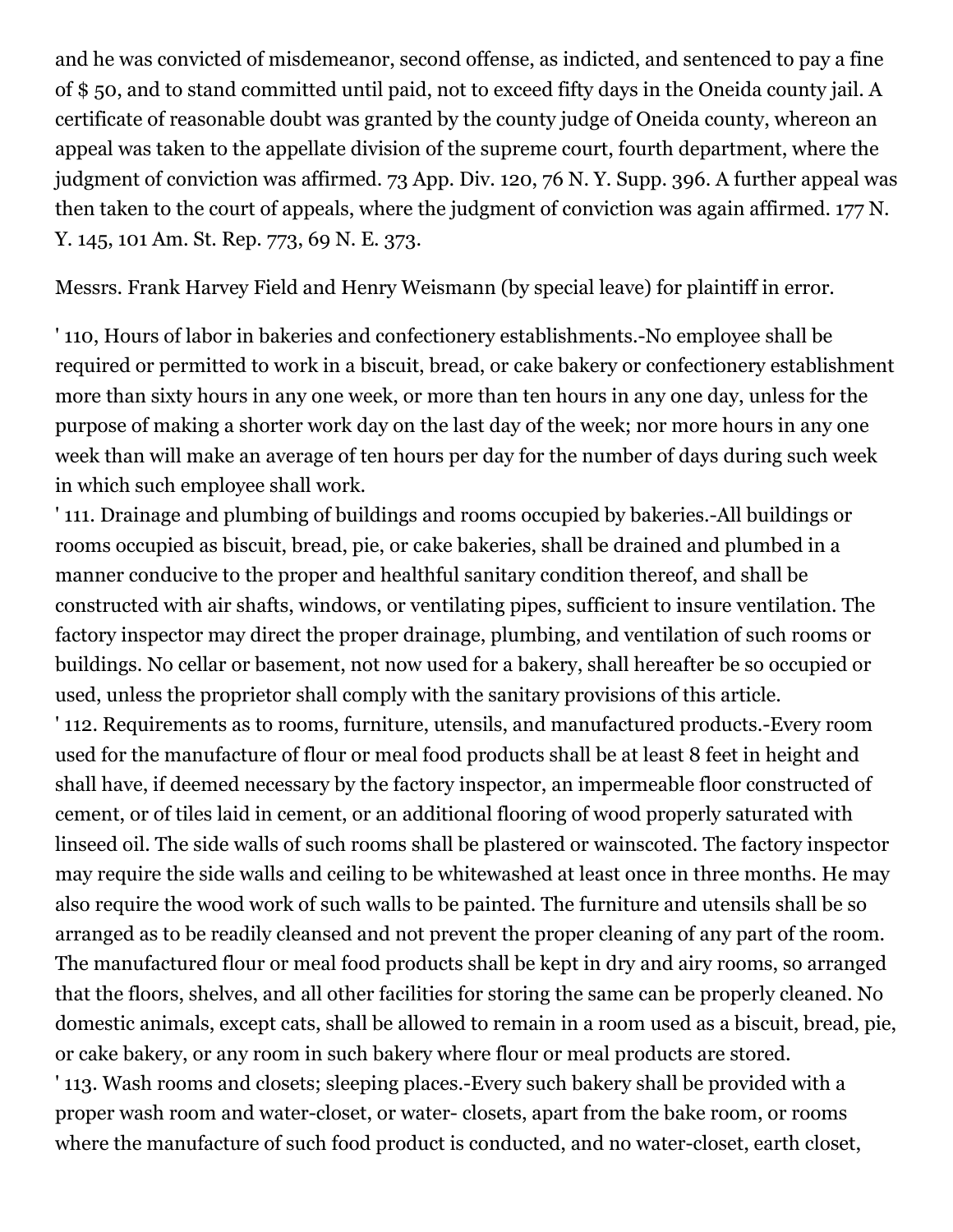and he was convicted of misdemeanor, second offense, as indicted, and sentenced to pay a fine of $ 50, and to stand committed until paid, not to exceed fifty days in the Oneida county jail. A certificate of reasonable doubt was granted by the county judge of Oneida county, whereon an appeal was taken to the appellate division of the supreme court, fourth department, where the judgment of conviction was affirmed. 73 App. Div. 120, 76 N. Y. Supp. 396. A further appeal was then taken to the court of appeals, where the judgment of conviction was again affirmed. 177 N. Y. 145, 101 Am. St. Rep. 773, 69 N. E. 373.

Messrs. Frank Harvey Field and Henry Weismann (by special leave) for plaintiff in error.

' 110, Hours of labor in bakeries and confectionery establishments.-No employee shall be required or permitted to work in a biscuit, bread, or cake bakery or confectionery establishment more than sixty hours in any one week, or more than ten hours in any one day, unless for the purpose of making a shorter work day on the last day of the week; nor more hours in any one week than will make an average of ten hours per day for the number of days during such week in which such employee shall work.

' 111. Drainage and plumbing of buildings and rooms occupied by bakeries.-All buildings or rooms occupied as biscuit, bread, pie, or cake bakeries, shall be drained and plumbed in a manner conducive to the proper and healthful sanitary condition thereof, and shall be constructed with air shafts, windows, or ventilating pipes, sufficient to insure ventilation. The factory inspector may direct the proper drainage, plumbing, and ventilation of such rooms or buildings. No cellar or basement, not now used for a bakery, shall hereafter be so occupied or used, unless the proprietor shall comply with the sanitary provisions of this article.

' 112. Requirements as to rooms, furniture, utensils, and manufactured products.-Every room used for the manufacture of flour or meal food products shall be at least 8 feet in height and shall have, if deemed necessary by the factory inspector, an impermeable floor constructed of cement, or of tiles laid in cement, or an additional flooring of wood properly saturated with linseed oil. The side walls of such rooms shall be plastered or wainscoted. The factory inspector may require the side walls and ceiling to be whitewashed at least once in three months. He may also require the wood work of such walls to be painted. The furniture and utensils shall be so arranged as to be readily cleansed and not prevent the proper cleaning of any part of the room. The manufactured flour or meal food products shall be kept in dry and airy rooms, so arranged that the floors, shelves, and all other facilities for storing the same can be properly cleaned. No domestic animals, except cats, shall be allowed to remain in a room used as a biscuit, bread, pie, or cake bakery, or any room in such bakery where flour or meal products are stored.

' 113. Wash rooms and closets; sleeping places.-Every such bakery shall be provided with a proper wash room and water-closet, or water- closets, apart from the bake room, or rooms where the manufacture of such food product is conducted, and no water-closet, earth closet,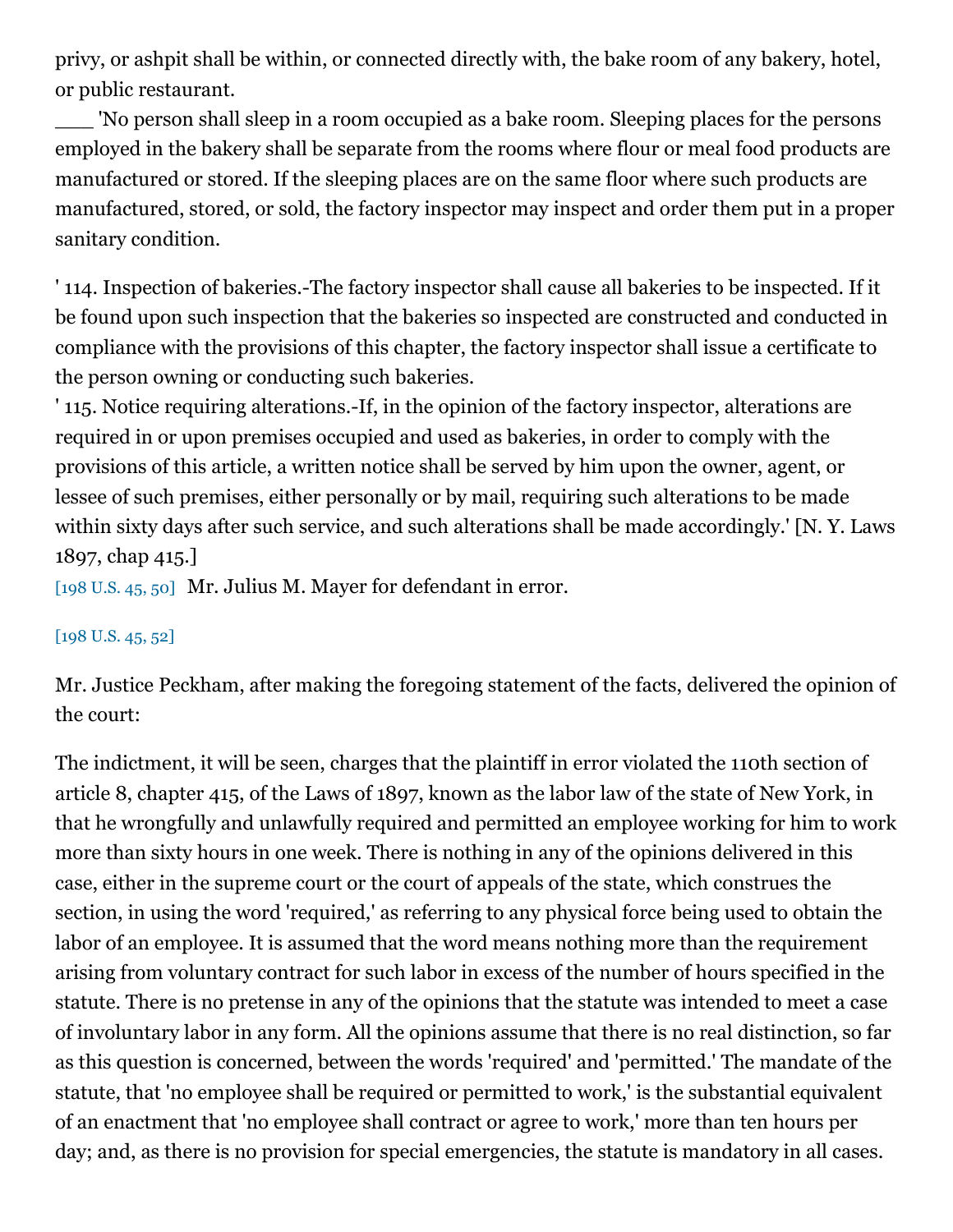privy, or ashpit shall be within, or connected directly with, the bake room of any bakery, hotel, or public restaurant.

___ 'No person shall sleep in a room occupied as a bake room. Sleeping places for the persons employed in the bakery shall be separate from the rooms where flour or meal food products are manufactured or stored. If the sleeping places are on the same floor where such products are manufactured, stored, or sold, the factory inspector may inspect and order them put in a proper sanitary condition.

' 114. Inspection of bakeries.-The factory inspector shall cause all bakeries to be inspected. If it be found upon such inspection that the bakeries so inspected are constructed and conducted in compliance with the provisions of this chapter, the factory inspector shall issue a certificate to the person owning or conducting such bakeries.

' 115. Notice requiring alterations.-If, in the opinion of the factory inspector, alterations are required in or upon premises occupied and used as bakeries, in order to comply with the provisions of this article, a written notice shall be served by him upon the owner, agent, or lessee of such premises, either personally or by mail, requiring such alterations to be made within sixty days after such service, and such alterations shall be made accordingly.' [N. Y. Laws 1897, chap 415.]

[198 U.S. 45, 50] Mr. Julius M. Mayer for defendant in error.

[198 U.S. 45, 52]

Mr. Justice Peckham, after making the foregoing statement of the facts, delivered the opinion of the court:

The indictment, it will be seen, charges that the plaintiff in error violated the 110th section of article 8, chapter 415, of the Laws of 1897, known as the labor law of the state of New York, in that he wrongfully and unlawfully required and permitted an employee working for him to work more than sixty hours in one week. There is nothing in any of the opinions delivered in this case, either in the supreme court or the court of appeals of the state, which construes the section, in using the word 'required,' as referring to any physical force being used to obtain the labor of an employee. It is assumed that the word means nothing more than the requirement arising from voluntary contract for such labor in excess of the number of hours specified in the statute. There is no pretense in any of the opinions that the statute was intended to meet a case of involuntary labor in any form. All the opinions assume that there is no real distinction, so far as this question is concerned, between the words 'required' and 'permitted.' The mandate of the statute, that 'no employee shall be required or permitted to work,' is the substantial equivalent of an enactment that 'no employee shall contract or agree to work,' more than ten hours per day; and, as there is no provision for special emergencies, the statute is mandatory in all cases.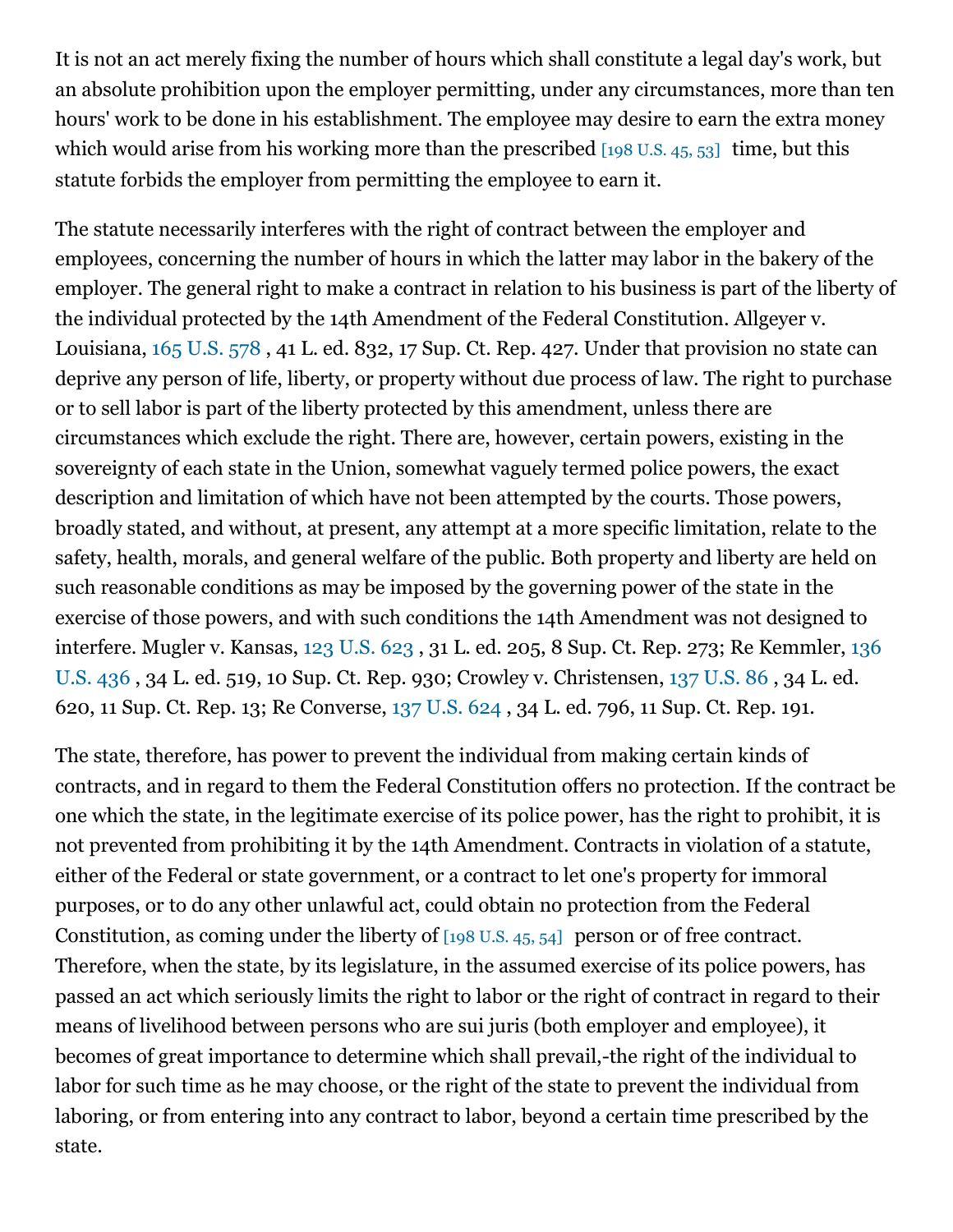It is not an act merely fixing the number of hours which shall constitute a legal day's work, but an absolute prohibition upon the employer permitting, under any circumstances, more than ten hours' work to be done in his establishment. The employee may desire to earn the extra money which would arise from his working more than the prescribed [198 U.S. 45, 53] time, but this statute forbids the employer from permitting the employee to earn it.

The statute necessarily interferes with the right of contract between the employer and employees, concerning the number of hours in which the latter may labor in the bakery of the employer. The general right to make a contract in relation to his business is part of the liberty of the individual protected by the 14th Amendment of the Federal Constitution. Allgeyer v. Louisiana, 165 U.S. 578 , 41 L. ed. 832, 17 Sup. Ct. Rep. 427. Under that provision no state can deprive any person of life, liberty, or property without due process of law. The right to purchase or to sell labor is part of the liberty protected by this amendment, unless there are circumstances which exclude the right. There are, however, certain powers, existing in the sovereignty of each state in the Union, somewhat vaguely termed police powers, the exact description and limitation of which have not been attempted by the courts. Those powers, broadly stated, and without, at present, any attempt at a more specific limitation, relate to the safety, health, morals, and general welfare of the public. Both property and liberty are held on such reasonable conditions as may be imposed by the governing power of the state in the exercise of those powers, and with such conditions the 14th Amendment was not designed to interfere. Mugler v. Kansas, 123 U.S. 623 , 31 L. ed. 205, 8 Sup. Ct. Rep. 273; Re Kemmler, 136 U.S. 436 , 34 L. ed. 519, 10 Sup. Ct. Rep. 930; Crowley v. Christensen, 137 U.S. 86 , 34 L. ed. 620, 11 Sup. Ct. Rep. 13; Re Converse, 137 U.S. 624 , 34 L. ed. 796, 11 Sup. Ct. Rep. 191.

The state, therefore, has power to prevent the individual from making certain kinds of contracts, and in regard to them the Federal Constitution offers no protection. If the contract be one which the state, in the legitimate exercise of its police power, has the right to prohibit, it is not prevented from prohibiting it by the 14th Amendment. Contracts in violation of a statute, either of the Federal or state government, or a contract to let one's property for immoral purposes, or to do any other unlawful act, could obtain no protection from the Federal Constitution, as coming under the liberty of [198 U.S. 45, 54] person or of free contract. Therefore, when the state, by its legislature, in the assumed exercise of its police powers, has passed an act which seriously limits the right to labor or the right of contract in regard to their means of livelihood between persons who are sui juris (both employer and employee), it becomes of great importance to determine which shall prevail,-the right of the individual to labor for such time as he may choose, or the right of the state to prevent the individual from laboring, or from entering into any contract to labor, beyond a certain time prescribed by the state.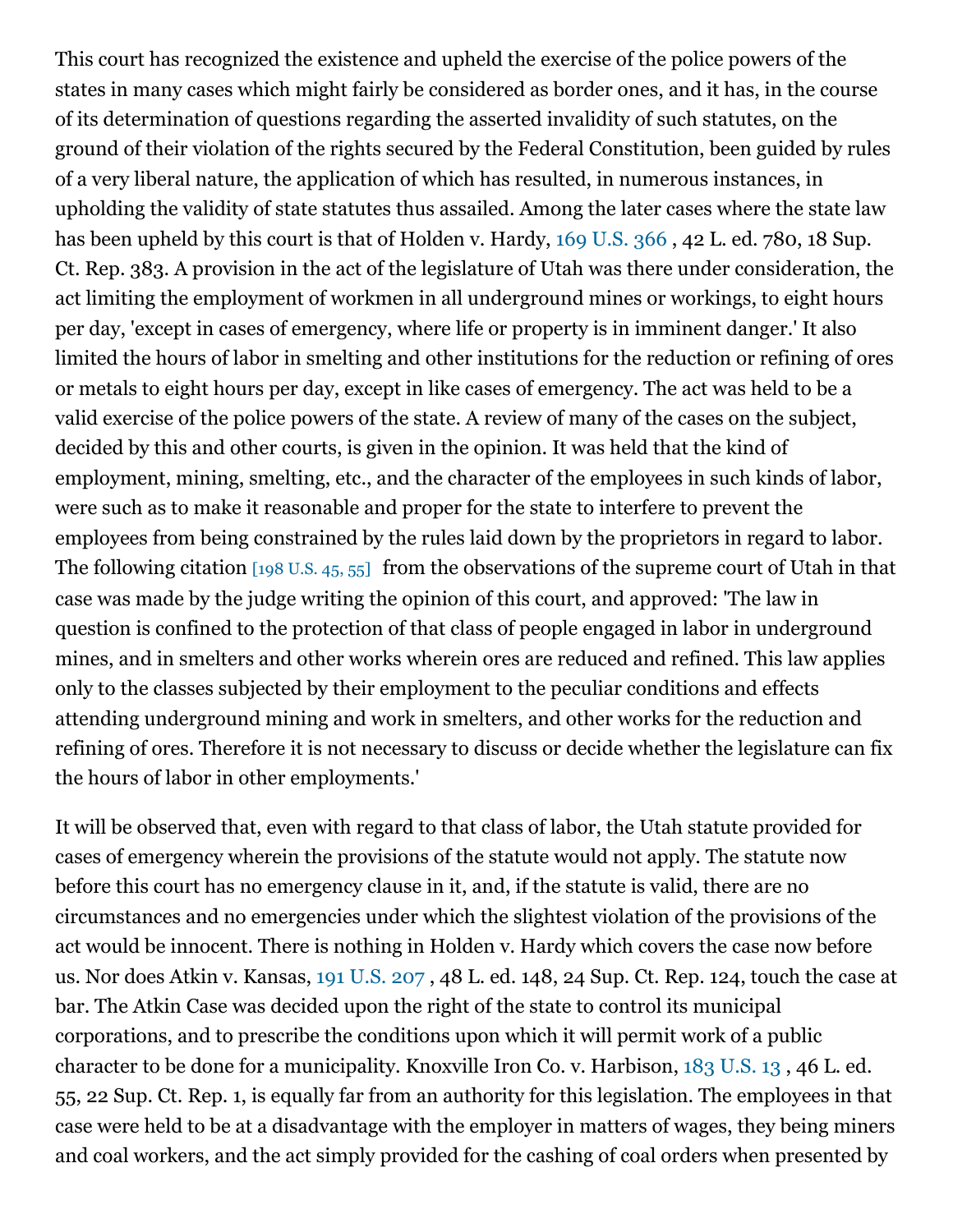This court has recognized the existence and upheld the exercise of the police powers of the states in many cases which might fairly be considered as border ones, and it has, in the course of its determination of questions regarding the asserted invalidity of such statutes, on the ground of their violation of the rights secured by the Federal Constitution, been guided by rules of a very liberal nature, the application of which has resulted, in numerous instances, in upholding the validity of state statutes thus assailed. Among the later cases where the state law has been upheld by this court is that of Holden v. Hardy, 169 U.S. 366 , 42 L. ed. 780, 18 Sup. Ct. Rep. 383. A provision in the act of the legislature of Utah was there under consideration, the act limiting the employment of workmen in all underground mines or workings, to eight hours per day, 'except in cases of emergency, where life or property is in imminent danger.' It also limited the hours of labor in smelting and other institutions for the reduction or refining of ores or metals to eight hours per day, except in like cases of emergency. The act was held to be a valid exercise of the police powers of the state. A review of many of the cases on the subject, decided by this and other courts, is given in the opinion. It was held that the kind of employment, mining, smelting, etc., and the character of the employees in such kinds of labor, were such as to make it reasonable and proper for the state to interfere to prevent the employees from being constrained by the rules laid down by the proprietors in regard to labor. The following citation [198 U.S. 45, 55] from the observations of the supreme court of Utah in that case was made by the judge writing the opinion of this court, and approved: 'The law in question is confined to the protection of that class of people engaged in labor in underground mines, and in smelters and other works wherein ores are reduced and refined. This law applies only to the classes subjected by their employment to the peculiar conditions and effects attending underground mining and work in smelters, and other works for the reduction and refining of ores. Therefore it is not necessary to discuss or decide whether the legislature can fix the hours of labor in other employments.'

It will be observed that, even with regard to that class of labor, the Utah statute provided for cases of emergency wherein the provisions of the statute would not apply. The statute now before this court has no emergency clause in it, and, if the statute is valid, there are no circumstances and no emergencies under which the slightest violation of the provisions of the act would be innocent. There is nothing in Holden v. Hardy which covers the case now before us. Nor does Atkin v. Kansas, 191 U.S. 207 , 48 L. ed. 148, 24 Sup. Ct. Rep. 124, touch the case at bar. The Atkin Case was decided upon the right of the state to control its municipal corporations, and to prescribe the conditions upon which it will permit work of a public character to be done for a municipality. Knoxville Iron Co. v. Harbison, 183 U.S. 13 , 46 L. ed. 55, 22 Sup. Ct. Rep. 1, is equally far from an authority for this legislation. The employees in that case were held to be at a disadvantage with the employer in matters of wages, they being miners and coal workers, and the act simply provided for the cashing of coal orders when presented by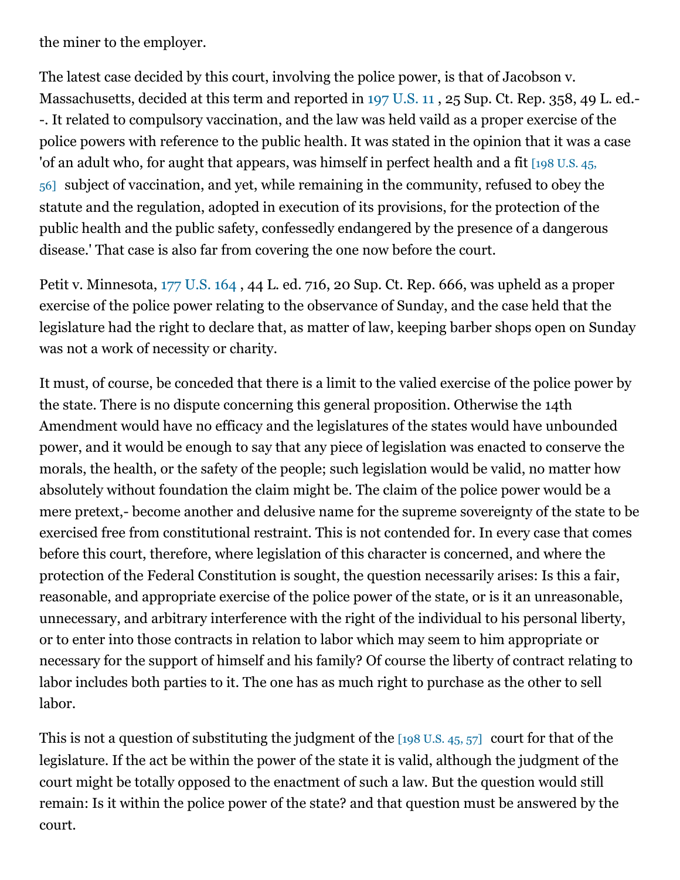the miner to the employer.

The latest case decided by this court, involving the police power, is that of Jacobson v. Massachusetts, decided at this term and reported in 197 U.S. 11 , 25 Sup. Ct. Rep. 358, 49 L. ed.--. It related to compulsory vaccination, and the law was held vaild as a proper exercise of the police powers with reference to the public health. It was stated in the opinion that it was a case 'of an adult who, for aught that appears, was himself in perfect health and a fit [198 U.S. 45, 56] subject of vaccination, and yet, while remaining in the community, refused to obey the statute and the regulation, adopted in execution of its provisions, for the protection of the public health and the public safety, confessedly endangered by the presence of a dangerous disease.' That case is also far from covering the one now before the court.

Petit v. Minnesota, 177 U.S. 164 , 44 L. ed. 716, 20 Sup. Ct. Rep. 666, was upheld as a proper exercise of the police power relating to the observance of Sunday, and the case held that the legislature had the right to declare that, as matter of law, keeping barber shops open on Sunday was not a work of necessity or charity.

It must, of course, be conceded that there is a limit to the valied exercise of the police power by the state. There is no dispute concerning this general proposition. Otherwise the 14th Amendment would have no efficacy and the legislatures of the states would have unbounded power, and it would be enough to say that any piece of legislation was enacted to conserve the morals, the health, or the safety of the people; such legislation would be valid, no matter how absolutely without foundation the claim might be. The claim of the police power would be a mere pretext,- become another and delusive name for the supreme sovereignty of the state to be exercised free from constitutional restraint. This is not contended for. In every case that comes before this court, therefore, where legislation of this character is concerned, and where the protection of the Federal Constitution is sought, the question necessarily arises: Is this a fair, reasonable, and appropriate exercise of the police power of the state, or is it an unreasonable, unnecessary, and arbitrary interference with the right of the individual to his personal liberty, or to enter into those contracts in relation to labor which may seem to him appropriate or necessary for the support of himself and his family? Of course the liberty of contract relating to labor includes both parties to it. The one has as much right to purchase as the other to sell labor.

This is not a question of substituting the judgment of the [198 U.S. 45, 57] court for that of the legislature. If the act be within the power of the state it is valid, although the judgment of the court might be totally opposed to the enactment of such a law. But the question would still remain: Is it within the police power of the state? and that question must be answered by the court.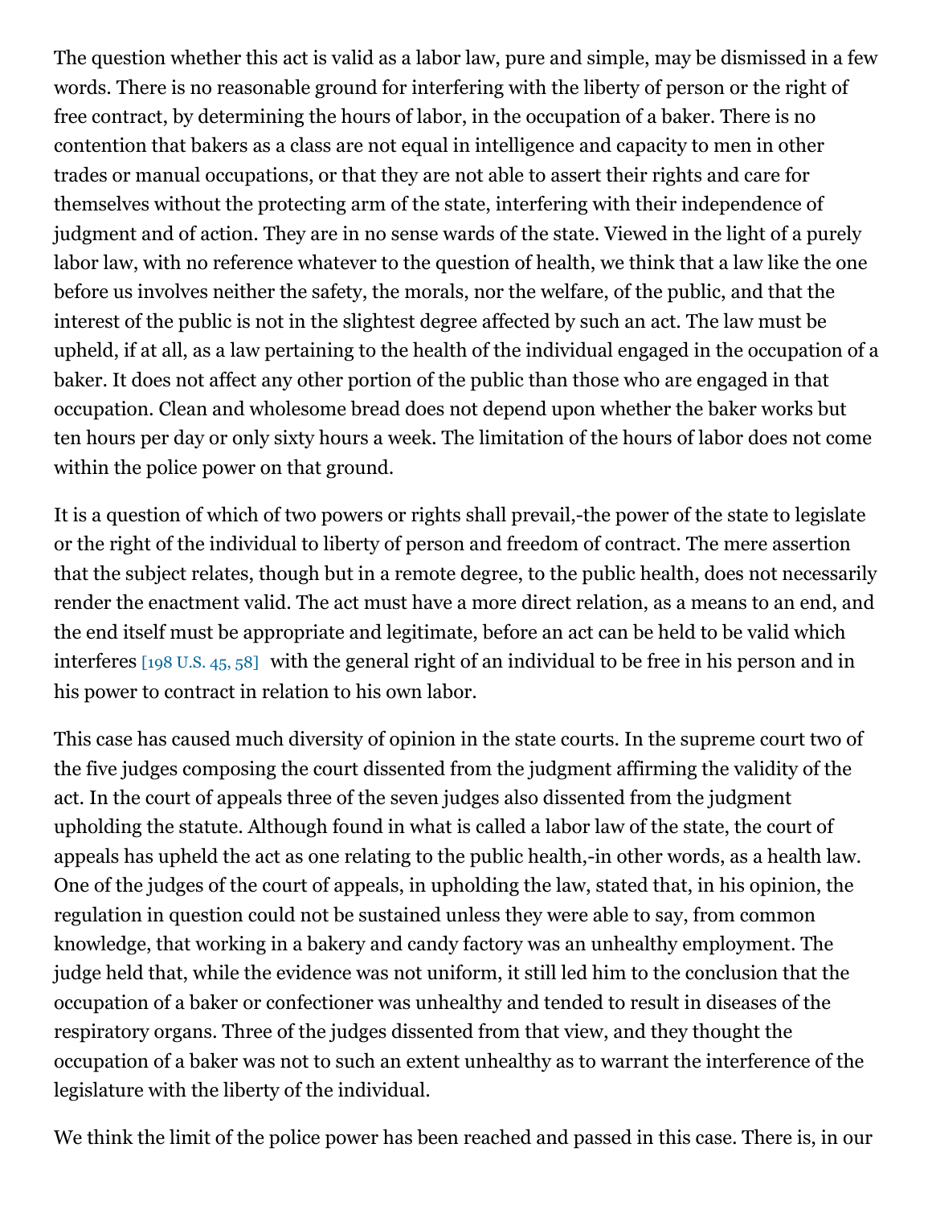The question whether this act is valid as a labor law, pure and simple, may be dismissed in a few words. There is no reasonable ground for interfering with the liberty of person or the right of free contract, by determining the hours of labor, in the occupation of a baker. There is no contention that bakers as a class are not equal in intelligence and capacity to men in other trades or manual occupations, or that they are not able to assert their rights and care for themselves without the protecting arm of the state, interfering with their independence of judgment and of action. They are in no sense wards of the state. Viewed in the light of a purely labor law, with no reference whatever to the question of health, we think that a law like the one before us involves neither the safety, the morals, nor the welfare, of the public, and that the interest of the public is not in the slightest degree affected by such an act. The law must be upheld, if at all, as a law pertaining to the health of the individual engaged in the occupation of a baker. It does not affect any other portion of the public than those who are engaged in that occupation. Clean and wholesome bread does not depend upon whether the baker works but ten hours per day or only sixty hours a week. The limitation of the hours of labor does not come within the police power on that ground.

It is a question of which of two powers or rights shall prevail,-the power of the state to legislate or the right of the individual to liberty of person and freedom of contract. The mere assertion that the subject relates, though but in a remote degree, to the public health, does not necessarily render the enactment valid. The act must have a more direct relation, as a means to an end, and the end itself must be appropriate and legitimate, before an act can be held to be valid which interferes [198 U.S. 45, 58] with the general right of an individual to be free in his person and in his power to contract in relation to his own labor.

This case has caused much diversity of opinion in the state courts. In the supreme court two of the five judges composing the court dissented from the judgment affirming the validity of the act. In the court of appeals three of the seven judges also dissented from the judgment upholding the statute. Although found in what is called a labor law of the state, the court of appeals has upheld the act as one relating to the public health,-in other words, as a health law. One of the judges of the court of appeals, in upholding the law, stated that, in his opinion, the regulation in question could not be sustained unless they were able to say, from common knowledge, that working in a bakery and candy factory was an unhealthy employment. The judge held that, while the evidence was not uniform, it still led him to the conclusion that the occupation of a baker or confectioner was unhealthy and tended to result in diseases of the respiratory organs. Three of the judges dissented from that view, and they thought the occupation of a baker was not to such an extent unhealthy as to warrant the interference of the legislature with the liberty of the individual.

We think the limit of the police power has been reached and passed in this case. There is, in our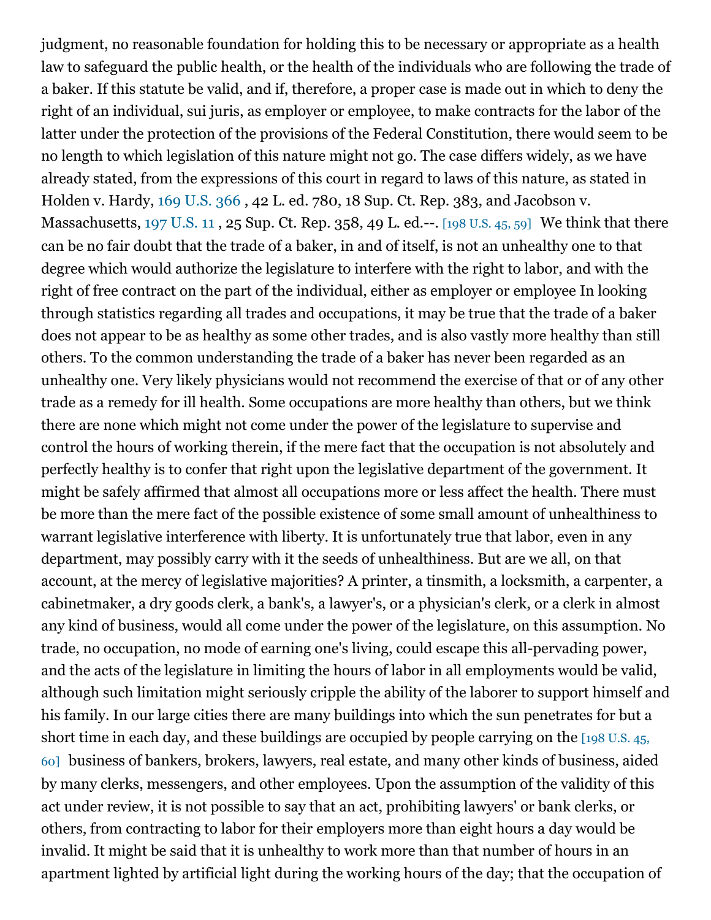judgment, no reasonable foundation for holding this to be necessary or appropriate as a health law to safeguard the public health, or the health of the individuals who are following the trade of a baker. If this statute be valid, and if, therefore, a proper case is made out in which to deny the right of an individual, sui juris, as employer or employee, to make contracts for the labor of the latter under the protection of the provisions of the Federal Constitution, there would seem to be no length to which legislation of this nature might not go. The case differs widely, as we have already stated, from the expressions of this court in regard to laws of this nature, as stated in Holden v. Hardy, 169 U.S. 366 , 42 L. ed. 780, 18 Sup. Ct. Rep. 383, and Jacobson v. Massachusetts, 197 U.S. 11 , 25 Sup. Ct. Rep. 358, 49 L. ed.--. [198 U.S. 45, 59] We think that there can be no fair doubt that the trade of a baker, in and of itself, is not an unhealthy one to that degree which would authorize the legislature to interfere with the right to labor, and with the right of free contract on the part of the individual, either as employer or employee In looking through statistics regarding all trades and occupations, it may be true that the trade of a baker does not appear to be as healthy as some other trades, and is also vastly more healthy than still others. To the common understanding the trade of a baker has never been regarded as an unhealthy one. Very likely physicians would not recommend the exercise of that or of any other trade as a remedy for ill health. Some occupations are more healthy than others, but we think there are none which might not come under the power of the legislature to supervise and control the hours of working therein, if the mere fact that the occupation is not absolutely and perfectly healthy is to confer that right upon the legislative department of the government. It might be safely affirmed that almost all occupations more or less affect the health. There must be more than the mere fact of the possible existence of some small amount of unhealthiness to warrant legislative interference with liberty. It is unfortunately true that labor, even in any department, may possibly carry with it the seeds of unhealthiness. But are we all, on that account, at the mercy of legislative majorities? A printer, a tinsmith, a locksmith, a carpenter, a cabinetmaker, a dry goods clerk, a bank's, a lawyer's, or a physician's clerk, or a clerk in almost any kind of business, would all come under the power of the legislature, on this assumption. No trade, no occupation, no mode of earning one's living, could escape this all-pervading power, and the acts of the legislature in limiting the hours of labor in all employments would be valid, although such limitation might seriously cripple the ability of the laborer to support himself and his family. In our large cities there are many buildings into which the sun penetrates for but a short time in each day, and these buildings are occupied by people carrying on the [198 U.S. 45, 60] business of bankers, brokers, lawyers, real estate, and many other kinds of business, aided by many clerks, messengers, and other employees. Upon the assumption of the validity of this act under review, it is not possible to say that an act, prohibiting lawyers' or bank clerks, or others, from contracting to labor for their employers more than eight hours a day would be invalid. It might be said that it is unhealthy to work more than that number of hours in an apartment lighted by artificial light during the working hours of the day; that the occupation of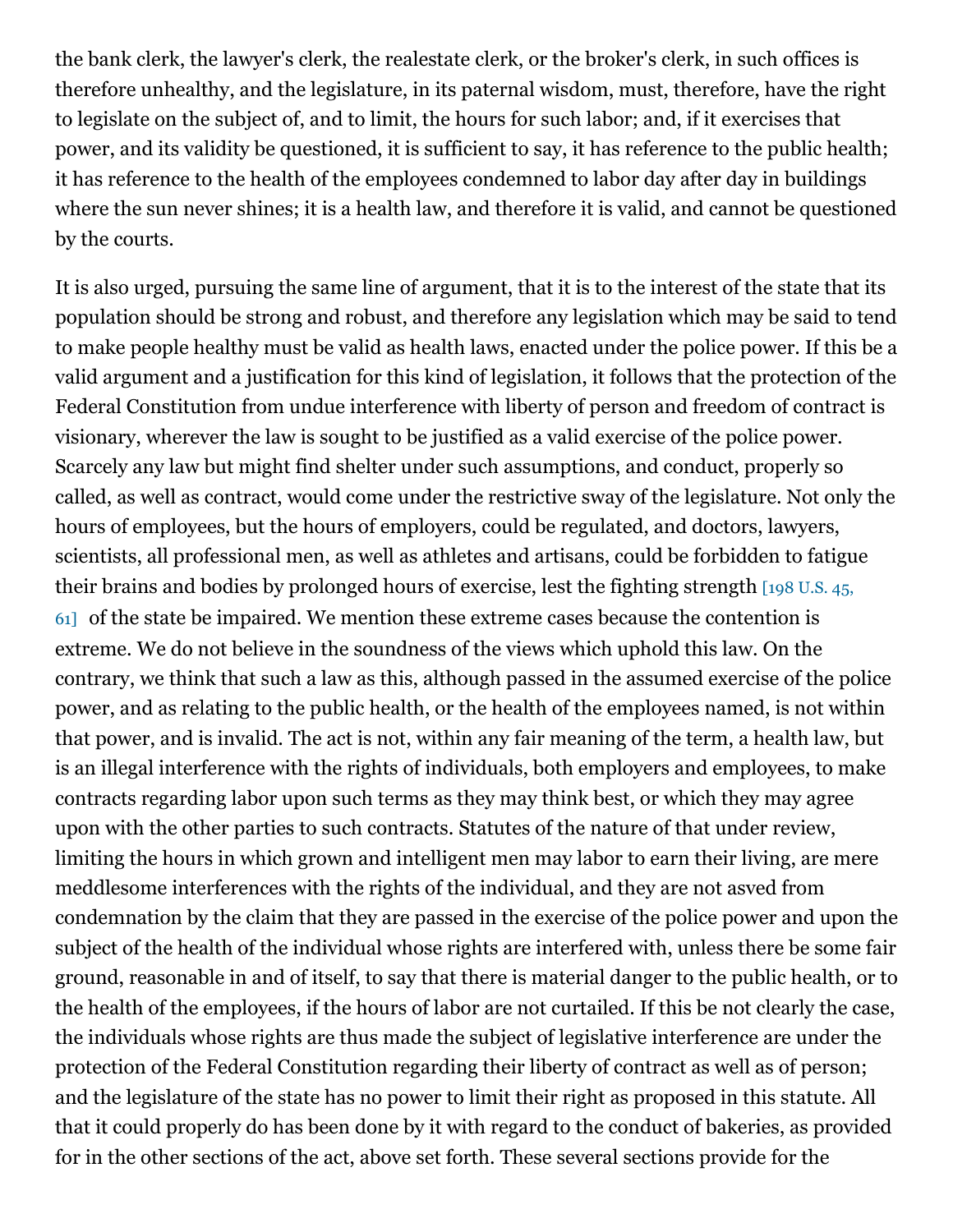the bank clerk, the lawyer's clerk, the realestate clerk, or the broker's clerk, in such offices is therefore unhealthy, and the legislature, in its paternal wisdom, must, therefore, have the right to legislate on the subject of, and to limit, the hours for such labor; and, if it exercises that power, and its validity be questioned, it is sufficient to say, it has reference to the public health; it has reference to the health of the employees condemned to labor day after day in buildings where the sun never shines; it is a health law, and therefore it is valid, and cannot be questioned by the courts.

It is also urged, pursuing the same line of argument, that it is to the interest of the state that its population should be strong and robust, and therefore any legislation which may be said to tend to make people healthy must be valid as health laws, enacted under the police power. If this be a valid argument and a justification for this kind of legislation, it follows that the protection of the Federal Constitution from undue interference with liberty of person and freedom of contract is visionary, wherever the law is sought to be justified as a valid exercise of the police power. Scarcely any law but might find shelter under such assumptions, and conduct, properly so called, as well as contract, would come under the restrictive sway of the legislature. Not only the hours of employees, but the hours of employers, could be regulated, and doctors, lawyers, scientists, all professional men, as well as athletes and artisans, could be forbidden to fatigue their brains and bodies by prolonged hours of exercise, lest the fighting strength [198 U.S. 45, 61] of the state be impaired. We mention these extreme cases because the contention is extreme. We do not believe in the soundness of the views which uphold this law. On the contrary, we think that such a law as this, although passed in the assumed exercise of the police power, and as relating to the public health, or the health of the employees named, is not within that power, and is invalid. The act is not, within any fair meaning of the term, a health law, but is an illegal interference with the rights of individuals, both employers and employees, to make contracts regarding labor upon such terms as they may think best, or which they may agree upon with the other parties to such contracts. Statutes of the nature of that under review, limiting the hours in which grown and intelligent men may labor to earn their living, are mere meddlesome interferences with the rights of the individual, and they are not asved from condemnation by the claim that they are passed in the exercise of the police power and upon the subject of the health of the individual whose rights are interfered with, unless there be some fair ground, reasonable in and of itself, to say that there is material danger to the public health, or to the health of the employees, if the hours of labor are not curtailed. If this be not clearly the case, the individuals whose rights are thus made the subject of legislative interference are under the protection of the Federal Constitution regarding their liberty of contract as well as of person; and the legislature of the state has no power to limit their right as proposed in this statute. All that it could properly do has been done by it with regard to the conduct of bakeries, as provided for in the other sections of the act, above set forth. These several sections provide for the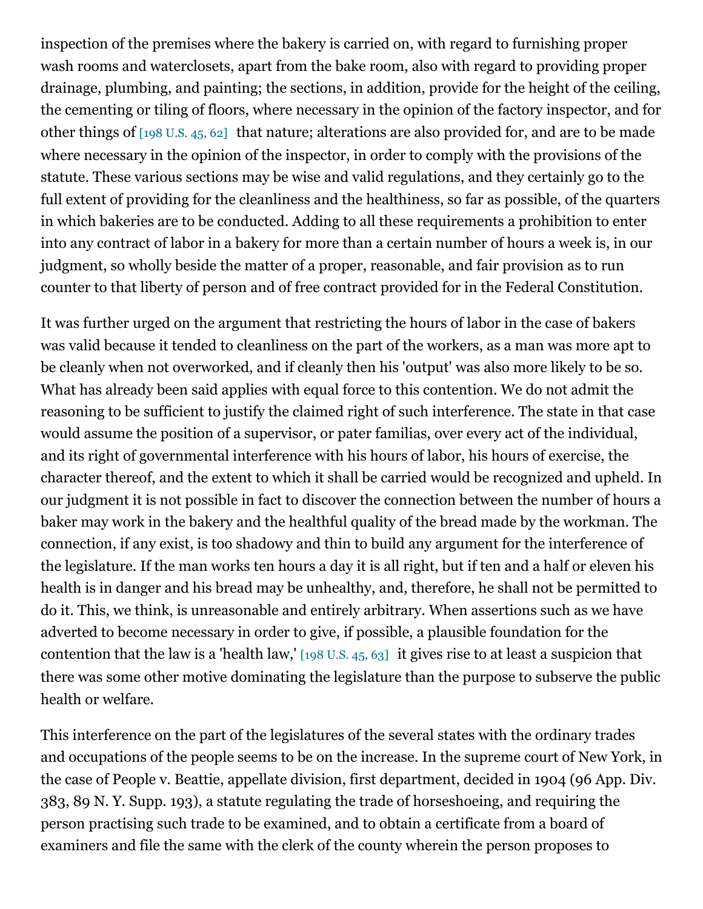inspection of the premises where the bakery is carried on, with regard to furnishing proper wash rooms and waterclosets, apart from the bake room, also with regard to providing proper drainage, plumbing, and painting; the sections, in addition, provide for the height of the ceiling, the cementing or tiling of floors, where necessary in the opinion of the factory inspector, and for other things of [198 U.S. 45, 62] that nature; alterations are also provided for, and are to be made where necessary in the opinion of the inspector, in order to comply with the provisions of the statute. These various sections may be wise and valid regulations, and they certainly go to the full extent of providing for the cleanliness and the healthiness, so far as possible, of the quarters in which bakeries are to be conducted. Adding to all these requirements a prohibition to enter into any contract of labor in a bakery for more than a certain number of hours a week is, in our judgment, so wholly beside the matter of a proper, reasonable, and fair provision as to run counter to that liberty of person and of free contract provided for in the Federal Constitution.

It was further urged on the argument that restricting the hours of labor in the case of bakers was valid because it tended to cleanliness on the part of the workers, as a man was more apt to be cleanly when not overworked, and if cleanly then his 'output' was also more likely to be so. What has already been said applies with equal force to this contention. We do not admit the reasoning to be sufficient to justify the claimed right of such interference. The state in that case would assume the position of a supervisor, or pater familias, over every act of the individual, and its right of governmental interference with his hours of labor, his hours of exercise, the character thereof, and the extent to which it shall be carried would be recognized and upheld. In our judgment it is not possible in fact to discover the connection between the number of hours a baker may work in the bakery and the healthful quality of the bread made by the workman. The connection, if any exist, is too shadowy and thin to build any argument for the interference of the legislature. If the man works ten hours a day it is all right, but if ten and a half or eleven his health is in danger and his bread may be unhealthy, and, therefore, he shall not be permitted to do it. This, we think, is unreasonable and entirely arbitrary. When assertions such as we have adverted to become necessary in order to give, if possible, a plausible foundation for the contention that the law is a 'health law,' [198 U.S. 45, 63] it gives rise to at least a suspicion that there was some other motive dominating the legislature than the purpose to subserve the public health or welfare.

This interference on the part of the legislatures of the several states with the ordinary trades and occupations of the people seems to be on the increase. In the supreme court of New York, in the case of People v. Beattie, appellate division, first department, decided in 1904 (96 App. Div. 383, 89 N. Y. Supp. 193), a statute regulating the trade of horseshoeing, and requiring the person practising such trade to be examined, and to obtain a certificate from a board of examiners and file the same with the clerk of the county wherein the person proposes to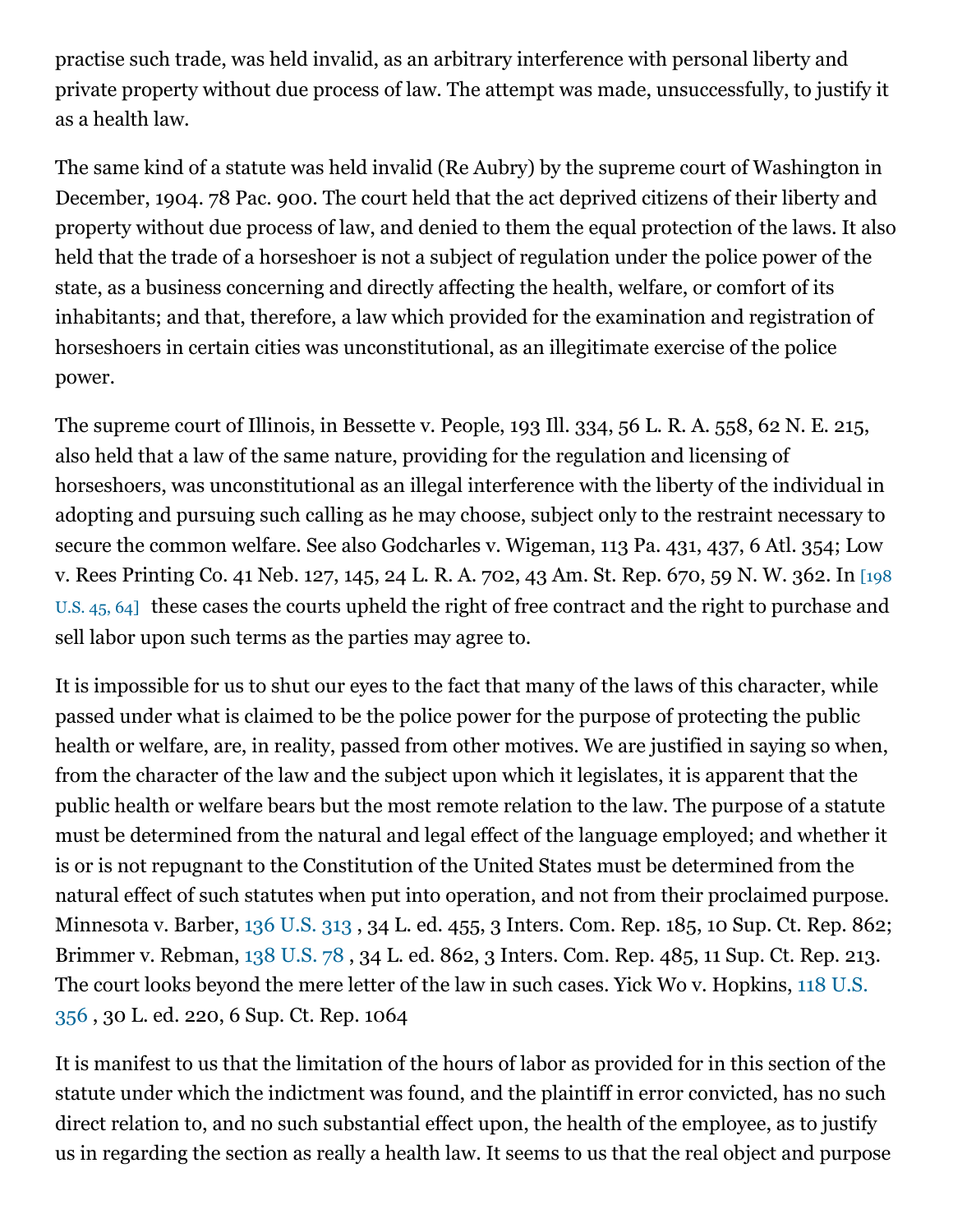practise such trade, was held invalid, as an arbitrary interference with personal liberty and private property without due process of law. The attempt was made, unsuccessfully, to justify it as a health law.

The same kind of a statute was held invalid (Re Aubry) by the supreme court of Washington in December, 1904. 78 Pac. 900. The court held that the act deprived citizens of their liberty and property without due process of law, and denied to them the equal protection of the laws. It also held that the trade of a horseshoer is not a subject of regulation under the police power of the state, as a business concerning and directly affecting the health, welfare, or comfort of its inhabitants; and that, therefore, a law which provided for the examination and registration of horseshoers in certain cities was unconstitutional, as an illegitimate exercise of the police power.

The supreme court of Illinois, in Bessette v. People, 193 Ill. 334, 56 L. R. A. 558, 62 N. E. 215, also held that a law of the same nature, providing for the regulation and licensing of horseshoers, was unconstitutional as an illegal interference with the liberty of the individual in adopting and pursuing such calling as he may choose, subject only to the restraint necessary to secure the common welfare. See also Godcharles v. Wigeman, 113 Pa. 431, 437, 6 Atl. 354; Low v. Rees Printing Co. 41 Neb. 127, 145, 24 L. R. A. 702, 43 Am. St. Rep. 670, 59 N. W. 362. In [198 U.S. 45, 64] these cases the courts upheld the right of free contract and the right to purchase and sell labor upon such terms as the parties may agree to.

It is impossible for us to shut our eyes to the fact that many of the laws of this character, while passed under what is claimed to be the police power for the purpose of protecting the public health or welfare, are, in reality, passed from other motives. We are justified in saying so when, from the character of the law and the subject upon which it legislates, it is apparent that the public health or welfare bears but the most remote relation to the law. The purpose of a statute must be determined from the natural and legal effect of the language employed; and whether it is or is not repugnant to the Constitution of the United States must be determined from the natural effect of such statutes when put into operation, and not from their proclaimed purpose. Minnesota v. Barber, 136 U.S. 313 , 34 L. ed. 455, 3 Inters. Com. Rep. 185, 10 Sup. Ct. Rep. 862; Brimmer v. Rebman, 138 U.S. 78 , 34 L. ed. 862, 3 Inters. Com. Rep. 485, 11 Sup. Ct. Rep. 213. The court looks beyond the mere letter of the law in such cases. Yick Wo v. Hopkins, 118 U.S. 356 , 30 L. ed. 220, 6 Sup. Ct. Rep. 1064

It is manifest to us that the limitation of the hours of labor as provided for in this section of the statute under which the indictment was found, and the plaintiff in error convicted, has no such direct relation to, and no such substantial effect upon, the health of the employee, as to justify us in regarding the section as really a health law. It seems to us that the real object and purpose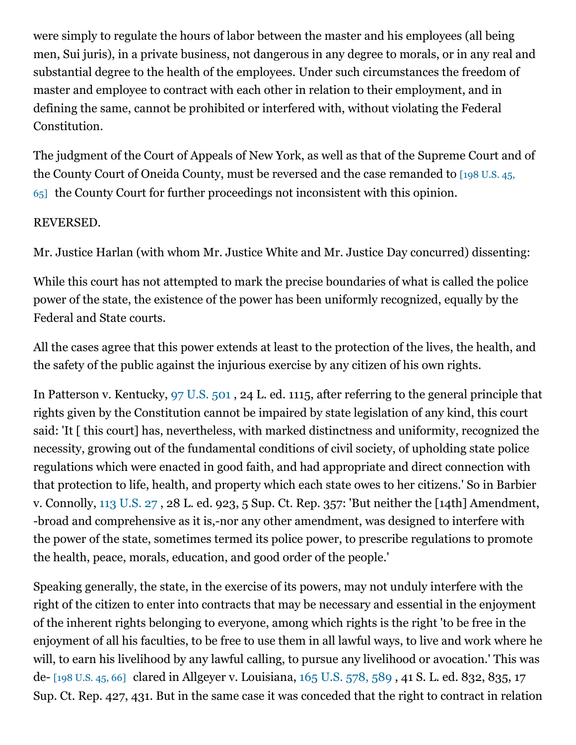were simply to regulate the hours of labor between the master and his employees (all being men, Sui juris), in a private business, not dangerous in any degree to morals, or in any real and substantial degree to the health of the employees. Under such circumstances the freedom of master and employee to contract with each other in relation to their employment, and in defining the same, cannot be prohibited or interfered with, without violating the Federal Constitution.

The judgment of the Court of Appeals of New York, as well as that of the Supreme Court and of the County Court of Oneida County, must be reversed and the case remanded to [198 U.S. 45, 65] the County Court for further proceedings not inconsistent with this opinion.

REVERSED.

Mr. Justice Harlan (with whom Mr. Justice White and Mr. Justice Day concurred) dissenting:

While this court has not attempted to mark the precise boundaries of what is called the police power of the state, the existence of the power has been uniformly recognized, equally by the Federal and State courts.

All the cases agree that this power extends at least to the protection of the lives, the health, and the safety of the public against the injurious exercise by any citizen of his own rights.

In Patterson v. Kentucky, 97 U.S. 501 , 24 L. ed. 1115, after referring to the general principle that rights given by the Constitution cannot be impaired by state legislation of any kind, this court said: 'It [ this court] has, nevertheless, with marked distinctness and uniformity, recognized the necessity, growing out of the fundamental conditions of civil society, of upholding state police regulations which were enacted in good faith, and had appropriate and direct connection with that protection to life, health, and property which each state owes to her citizens.' So in Barbier v. Connolly, 113 U.S. 27 , 28 L. ed. 923, 5 Sup. Ct. Rep. 357: 'But neither the [14th] Amendment, -broad and comprehensive as it is,-nor any other amendment, was designed to interfere with the power of the state, sometimes termed its police power, to prescribe regulations to promote the health, peace, morals, education, and good order of the people.'

Speaking generally, the state, in the exercise of its powers, may not unduly interfere with the right of the citizen to enter into contracts that may be necessary and essential in the enjoyment of the inherent rights belonging to everyone, among which rights is the right 'to be free in the enjoyment of all his faculties, to be free to use them in all lawful ways, to live and work where he will, to earn his livelihood by any lawful calling, to pursue any livelihood or avocation.' This was de- [198 U.S. 45, 66] clared in Allgeyer v. Louisiana, 165 U.S. 578, 589 , 41 S. L. ed. 832, 835, 17 Sup. Ct. Rep. 427, 431. But in the same case it was conceded that the right to contract in relation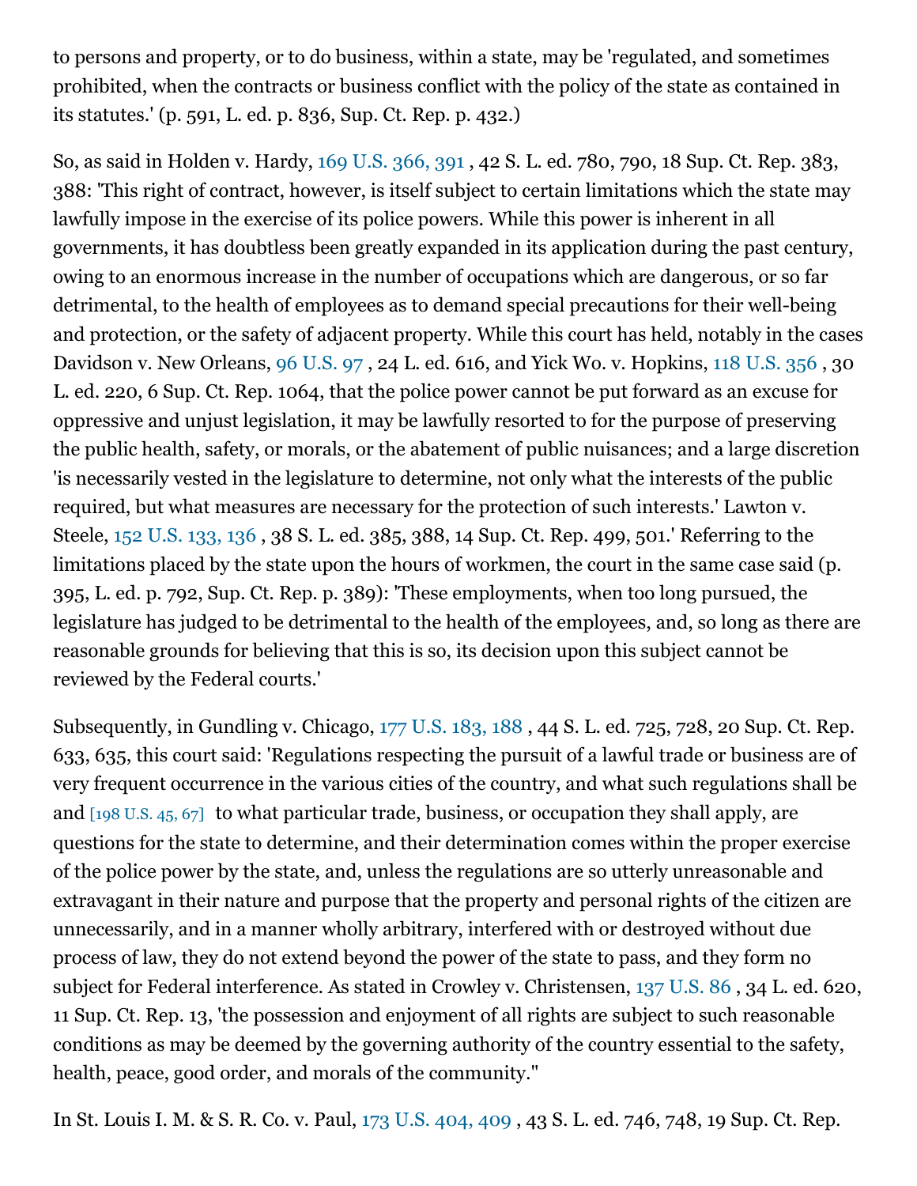to persons and property, or to do business, within a state, may be 'regulated, and sometimes prohibited, when the contracts or business conflict with the policy of the state as contained in its statutes.' (p. 591, L. ed. p. 836, Sup. Ct. Rep. p. 432.)

So, as said in Holden v. Hardy, 169 U.S. 366, 391 , 42 S. L. ed. 780, 790, 18 Sup. Ct. Rep. 383, 388: 'This right of contract, however, is itself subject to certain limitations which the state may lawfully impose in the exercise of its police powers. While this power is inherent in all governments, it has doubtless been greatly expanded in its application during the past century, owing to an enormous increase in the number of occupations which are dangerous, or so far detrimental, to the health of employees as to demand special precautions for their well-being and protection, or the safety of adjacent property. While this court has held, notably in the cases Davidson v. New Orleans, 96 U.S. 97 , 24 L. ed. 616, and Yick Wo. v. Hopkins, 118 U.S. 356 , 30 L. ed. 220, 6 Sup. Ct. Rep. 1064, that the police power cannot be put forward as an excuse for oppressive and unjust legislation, it may be lawfully resorted to for the purpose of preserving the public health, safety, or morals, or the abatement of public nuisances; and a large discretion 'is necessarily vested in the legislature to determine, not only what the interests of the public required, but what measures are necessary for the protection of such interests.' Lawton v. Steele, 152 U.S. 133, 136 , 38 S. L. ed. 385, 388, 14 Sup. Ct. Rep. 499, 501.' Referring to the limitations placed by the state upon the hours of workmen, the court in the same case said (p. 395, L. ed. p. 792, Sup. Ct. Rep. p. 389): 'These employments, when too long pursued, the legislature has judged to be detrimental to the health of the employees, and, so long as there are reasonable grounds for believing that this is so, its decision upon this subject cannot be reviewed by the Federal courts.'

Subsequently, in Gundling v. Chicago, 177 U.S. 183, 188 , 44 S. L. ed. 725, 728, 20 Sup. Ct. Rep. 633, 635, this court said: 'Regulations respecting the pursuit of a lawful trade or business are of very frequent occurrence in the various cities of the country, and what such regulations shall be and [198 U.S. 45, 67] to what particular trade, business, or occupation they shall apply, are questions for the state to determine, and their determination comes within the proper exercise of the police power by the state, and, unless the regulations are so utterly unreasonable and extravagant in their nature and purpose that the property and personal rights of the citizen are unnecessarily, and in a manner wholly arbitrary, interfered with or destroyed without due process of law, they do not extend beyond the power of the state to pass, and they form no subject for Federal interference. As stated in Crowley v. Christensen, 137 U.S. 86 , 34 L. ed. 620, 11 Sup. Ct. Rep. 13, 'the possession and enjoyment of all rights are subject to such reasonable conditions as may be deemed by the governing authority of the country essential to the safety, health, peace, good order, and morals of the community."

In St. Louis I. M. & S. R. Co. v. Paul, 173 U.S. 404, 409 , 43 S. L. ed. 746, 748, 19 Sup. Ct. Rep.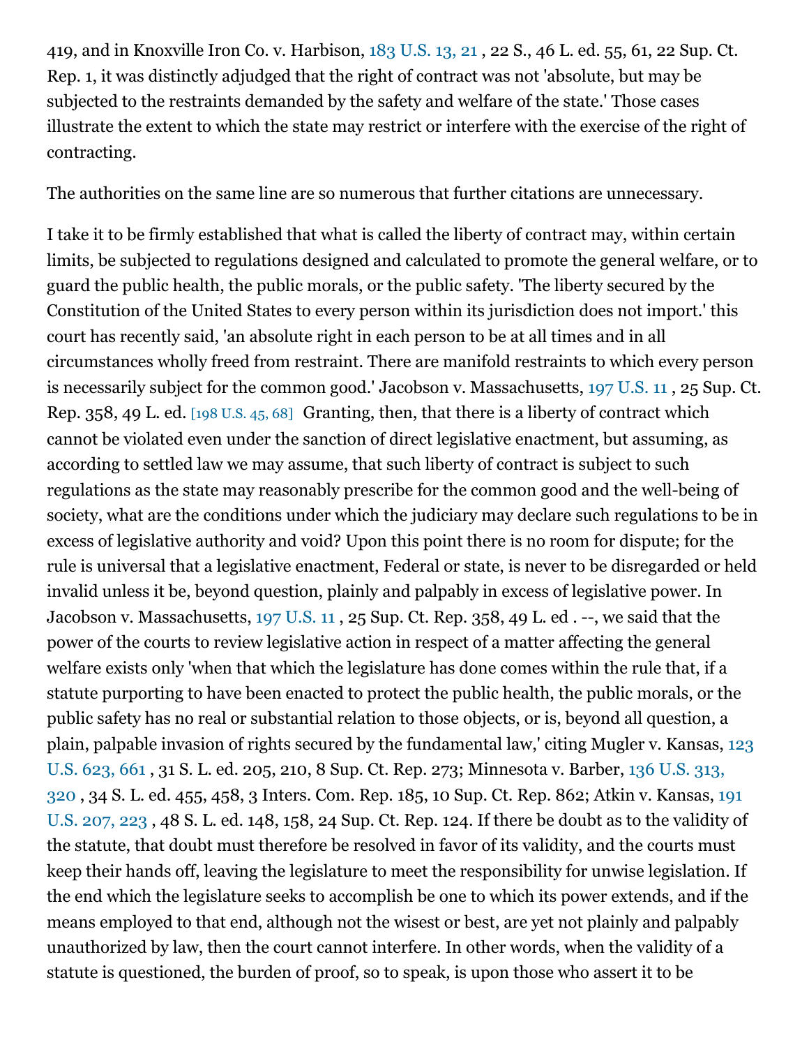419, and in Knoxville Iron Co. v. Harbison, 183 U.S. 13, 21 , 22 S., 46 L. ed. 55, 61, 22 Sup. Ct. Rep. 1, it was distinctly adjudged that the right of contract was not 'absolute, but may be subjected to the restraints demanded by the safety and welfare of the state.' Those cases illustrate the extent to which the state may restrict or interfere with the exercise of the right of contracting.

The authorities on the same line are so numerous that further citations are unnecessary.

I take it to be firmly established that what is called the liberty of contract may, within certain limits, be subjected to regulations designed and calculated to promote the general welfare, or to guard the public health, the public morals, or the public safety. 'The liberty secured by the Constitution of the United States to every person within its jurisdiction does not import.' this court has recently said, 'an absolute right in each person to be at all times and in all circumstances wholly freed from restraint. There are manifold restraints to which every person is necessarily subject for the common good.' Jacobson v. Massachusetts, 197 U.S. 11 , 25 Sup. Ct. Rep. 358, 49 L. ed. [198 U.S. 45, 68] Granting, then, that there is a liberty of contract which cannot be violated even under the sanction of direct legislative enactment, but assuming, as according to settled law we may assume, that such liberty of contract is subject to such regulations as the state may reasonably prescribe for the common good and the well-being of society, what are the conditions under which the judiciary may declare such regulations to be in excess of legislative authority and void? Upon this point there is no room for dispute; for the rule is universal that a legislative enactment, Federal or state, is never to be disregarded or held invalid unless it be, beyond question, plainly and palpably in excess of legislative power. In Jacobson v. Massachusetts, 197 U.S. 11 , 25 Sup. Ct. Rep. 358, 49 L. ed . --, we said that the power of the courts to review legislative action in respect of a matter affecting the general welfare exists only 'when that which the legislature has done comes within the rule that, if a statute purporting to have been enacted to protect the public health, the public morals, or the public safety has no real or substantial relation to those objects, or is, beyond all question, a plain, palpable invasion of rights secured by the fundamental law,' citing Mugler v. Kansas, 123 U.S. 623, 661 , 31 S. L. ed. 205, 210, 8 Sup. Ct. Rep. 273; Minnesota v. Barber, 136 U.S. 313, 320 , 34 S. L. ed. 455, 458, 3 Inters. Com. Rep. 185, 10 Sup. Ct. Rep. 862; Atkin v. Kansas, 191 U.S. 207, 223 , 48 S. L. ed. 148, 158, 24 Sup. Ct. Rep. 124. If there be doubt as to the validity of the statute, that doubt must therefore be resolved in favor of its validity, and the courts must keep their hands off, leaving the legislature to meet the responsibility for unwise legislation. If the end which the legislature seeks to accomplish be one to which its power extends, and if the means employed to that end, although not the wisest or best, are yet not plainly and palpably unauthorized by law, then the court cannot interfere. In other words, when the validity of a statute is questioned, the burden of proof, so to speak, is upon those who assert it to be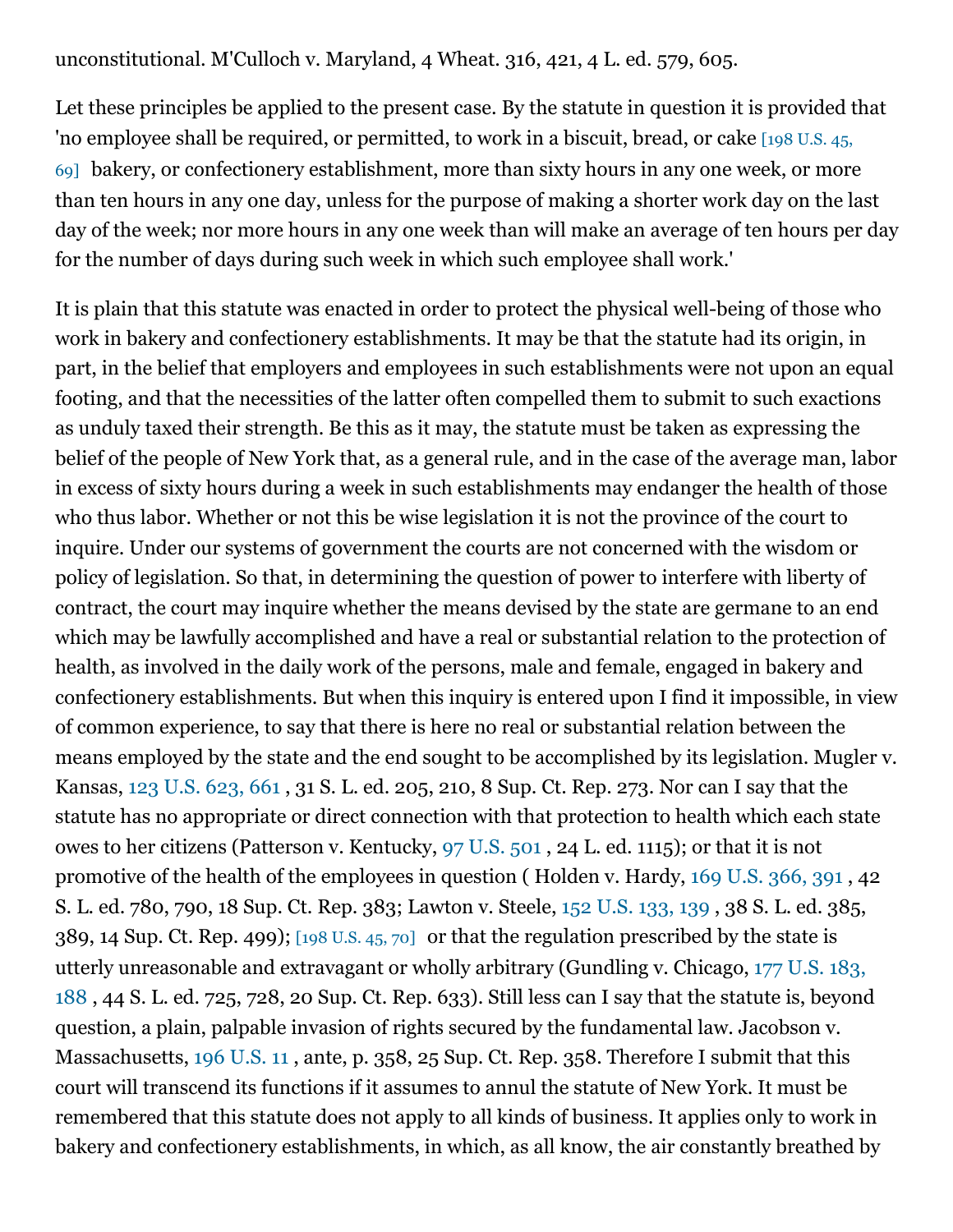unconstitutional. M'Culloch v. Maryland, 4 Wheat. 316, 421, 4 L. ed. 579, 605.

Let these principles be applied to the present case. By the statute in question it is provided that 'no employee shall be required, or permitted, to work in a biscuit, bread, or cake [198 U.S. 45, 69] bakery, or confectionery establishment, more than sixty hours in any one week, or more than ten hours in any one day, unless for the purpose of making a shorter work day on the last day of the week; nor more hours in any one week than will make an average of ten hours per day for the number of days during such week in which such employee shall work.'

It is plain that this statute was enacted in order to protect the physical well-being of those who work in bakery and confectionery establishments. It may be that the statute had its origin, in part, in the belief that employers and employees in such establishments were not upon an equal footing, and that the necessities of the latter often compelled them to submit to such exactions as unduly taxed their strength. Be this as it may, the statute must be taken as expressing the belief of the people of New York that, as a general rule, and in the case of the average man, labor in excess of sixty hours during a week in such establishments may endanger the health of those who thus labor. Whether or not this be wise legislation it is not the province of the court to inquire. Under our systems of government the courts are not concerned with the wisdom or policy of legislation. So that, in determining the question of power to interfere with liberty of contract, the court may inquire whether the means devised by the state are germane to an end which may be lawfully accomplished and have a real or substantial relation to the protection of health, as involved in the daily work of the persons, male and female, engaged in bakery and confectionery establishments. But when this inquiry is entered upon I find it impossible, in view of common experience, to say that there is here no real or substantial relation between the means employed by the state and the end sought to be accomplished by its legislation. Mugler v. Kansas, 123 U.S. 623, 661 , 31 S. L. ed. 205, 210, 8 Sup. Ct. Rep. 273. Nor can I say that the statute has no appropriate or direct connection with that protection to health which each state owes to her citizens (Patterson v. Kentucky, 97 U.S. 501 , 24 L. ed. 1115); or that it is not promotive of the health of the employees in question ( Holden v. Hardy, 169 U.S. 366, 391 , 42 S. L. ed. 780, 790, 18 Sup. Ct. Rep. 383; Lawton v. Steele, 152 U.S. 133, 139 , 38 S. L. ed. 385, 389, 14 Sup. Ct. Rep. 499); [198 U.S. 45, 70] or that the regulation prescribed by the state is utterly unreasonable and extravagant or wholly arbitrary (Gundling v. Chicago, 177 U.S. 183, 188 , 44 S. L. ed. 725, 728, 20 Sup. Ct. Rep. 633). Still less can I say that the statute is, beyond question, a plain, palpable invasion of rights secured by the fundamental law. Jacobson v. Massachusetts, 196 U.S. 11 , ante, p. 358, 25 Sup. Ct. Rep. 358. Therefore I submit that this court will transcend its functions if it assumes to annul the statute of New York. It must be remembered that this statute does not apply to all kinds of business. It applies only to work in bakery and confectionery establishments, in which, as all know, the air constantly breathed by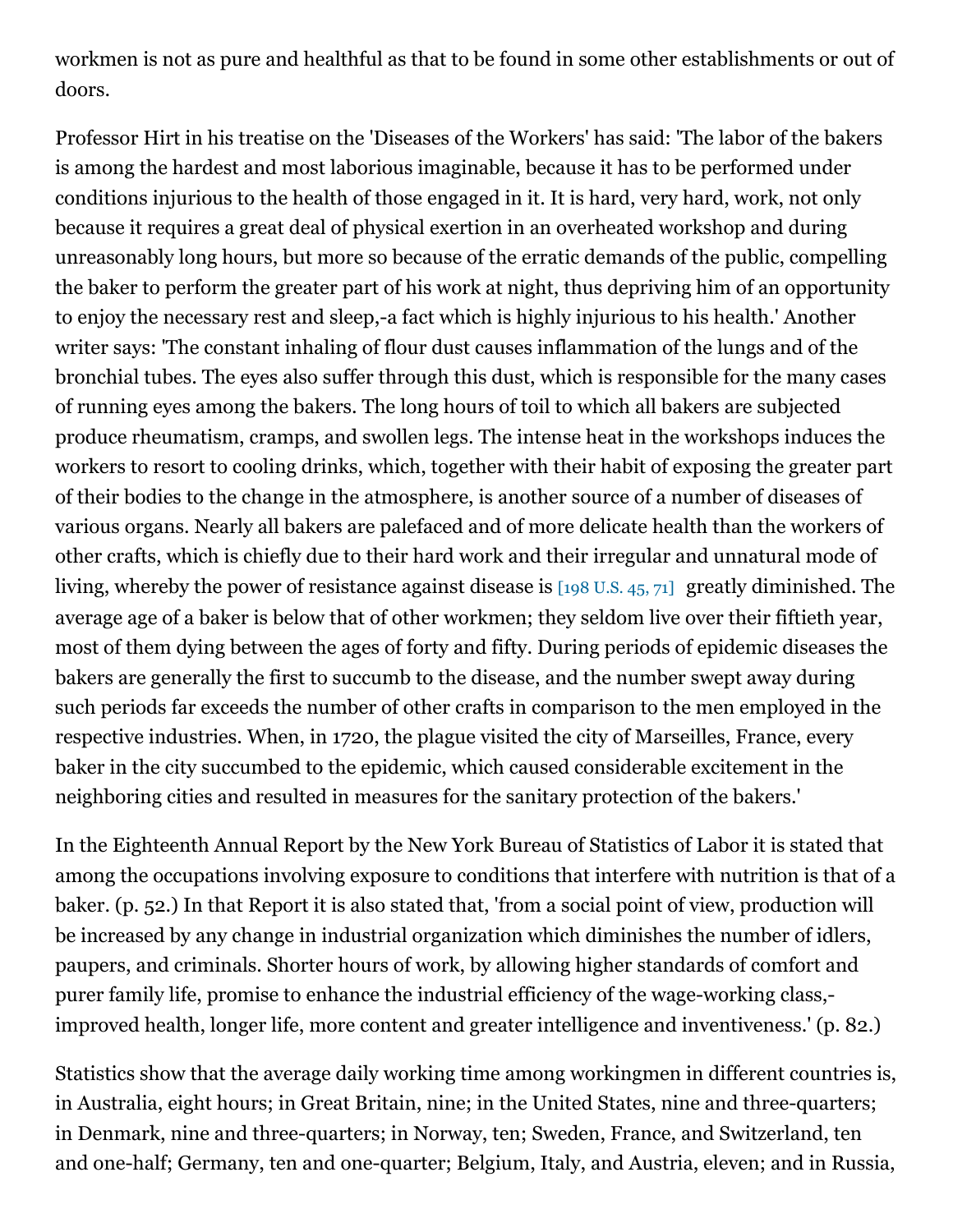workmen is not as pure and healthful as that to be found in some other establishments or out of doors.

Professor Hirt in his treatise on the 'Diseases of the Workers' has said: 'The labor of the bakers is among the hardest and most laborious imaginable, because it has to be performed under conditions injurious to the health of those engaged in it. It is hard, very hard, work, not only because it requires a great deal of physical exertion in an overheated workshop and during unreasonably long hours, but more so because of the erratic demands of the public, compelling the baker to perform the greater part of his work at night, thus depriving him of an opportunity to enjoy the necessary rest and sleep,-a fact which is highly injurious to his health.' Another writer says: 'The constant inhaling of flour dust causes inflammation of the lungs and of the bronchial tubes. The eyes also suffer through this dust, which is responsible for the many cases of running eyes among the bakers. The long hours of toil to which all bakers are subjected produce rheumatism, cramps, and swollen legs. The intense heat in the workshops induces the workers to resort to cooling drinks, which, together with their habit of exposing the greater part of their bodies to the change in the atmosphere, is another source of a number of diseases of various organs. Nearly all bakers are palefaced and of more delicate health than the workers of other crafts, which is chiefly due to their hard work and their irregular and unnatural mode of living, whereby the power of resistance against disease is [198 U.S. 45, 71] greatly diminished. The average age of a baker is below that of other workmen; they seldom live over their fiftieth year, most of them dying between the ages of forty and fifty. During periods of epidemic diseases the bakers are generally the first to succumb to the disease, and the number swept away during such periods far exceeds the number of other crafts in comparison to the men employed in the respective industries. When, in 1720, the plague visited the city of Marseilles, France, every baker in the city succumbed to the epidemic, which caused considerable excitement in the neighboring cities and resulted in measures for the sanitary protection of the bakers.'

In the Eighteenth Annual Report by the New York Bureau of Statistics of Labor it is stated that among the occupations involving exposure to conditions that interfere with nutrition is that of a baker. (p. 52.) In that Report it is also stated that, 'from a social point of view, production will be increased by any change in industrial organization which diminishes the number of idlers, paupers, and criminals. Shorter hours of work, by allowing higher standards of comfort and purer family life, promise to enhance the industrial efficiency of the wage-working class,-improved health, longer life, more content and greater intelligence and inventiveness.' (p. 82.)

Statistics show that the average daily working time among workingmen in different countries is, in Australia, eight hours; in Great Britain, nine; in the United States, nine and three-quarters; in Denmark, nine and three-quarters; in Norway, ten; Sweden, France, and Switzerland, ten and one-half; Germany, ten and one-quarter; Belgium, Italy, and Austria, eleven; and in Russia,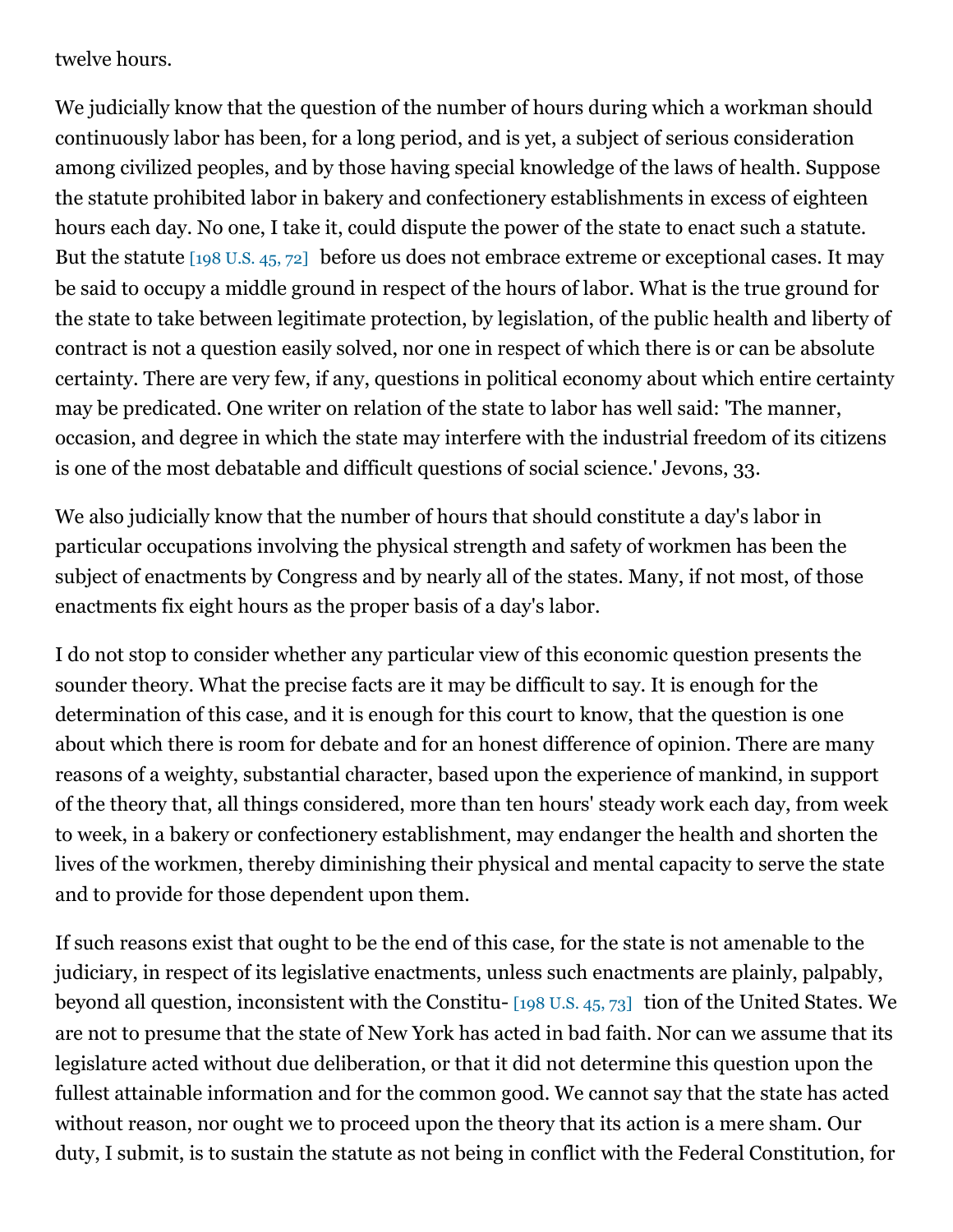twelve hours.

We judicially know that the question of the number of hours during which a workman should continuously labor has been, for a long period, and is yet, a subject of serious consideration among civilized peoples, and by those having special knowledge of the laws of health. Suppose the statute prohibited labor in bakery and confectionery establishments in excess of eighteen hours each day. No one, I take it, could dispute the power of the state to enact such a statute. But the statute [198 U.S. 45, 72] before us does not embrace extreme or exceptional cases. It may be said to occupy a middle ground in respect of the hours of labor. What is the true ground for the state to take between legitimate protection, by legislation, of the public health and liberty of contract is not a question easily solved, nor one in respect of which there is or can be absolute certainty. There are very few, if any, questions in political economy about which entire certainty may be predicated. One writer on relation of the state to labor has well said: 'The manner, occasion, and degree in which the state may interfere with the industrial freedom of its citizens is one of the most debatable and difficult questions of social science.' Jevons, 33.

We also judicially know that the number of hours that should constitute a day's labor in particular occupations involving the physical strength and safety of workmen has been the subject of enactments by Congress and by nearly all of the states. Many, if not most, of those enactments fix eight hours as the proper basis of a day's labor.

I do not stop to consider whether any particular view of this economic question presents the sounder theory. What the precise facts are it may be difficult to say. It is enough for the determination of this case, and it is enough for this court to know, that the question is one about which there is room for debate and for an honest difference of opinion. There are many reasons of a weighty, substantial character, based upon the experience of mankind, in support of the theory that, all things considered, more than ten hours' steady work each day, from week to week, in a bakery or confectionery establishment, may endanger the health and shorten the lives of the workmen, thereby diminishing their physical and mental capacity to serve the state and to provide for those dependent upon them.

If such reasons exist that ought to be the end of this case, for the state is not amenable to the judiciary, in respect of its legislative enactments, unless such enactments are plainly, palpably, beyond all question, inconsistent with the Constitu- [198 U.S. 45, 73] tion of the United States. We are not to presume that the state of New York has acted in bad faith. Nor can we assume that its legislature acted without due deliberation, or that it did not determine this question upon the fullest attainable information and for the common good. We cannot say that the state has acted without reason, nor ought we to proceed upon the theory that its action is a mere sham. Our duty, I submit, is to sustain the statute as not being in conflict with the Federal Constitution, for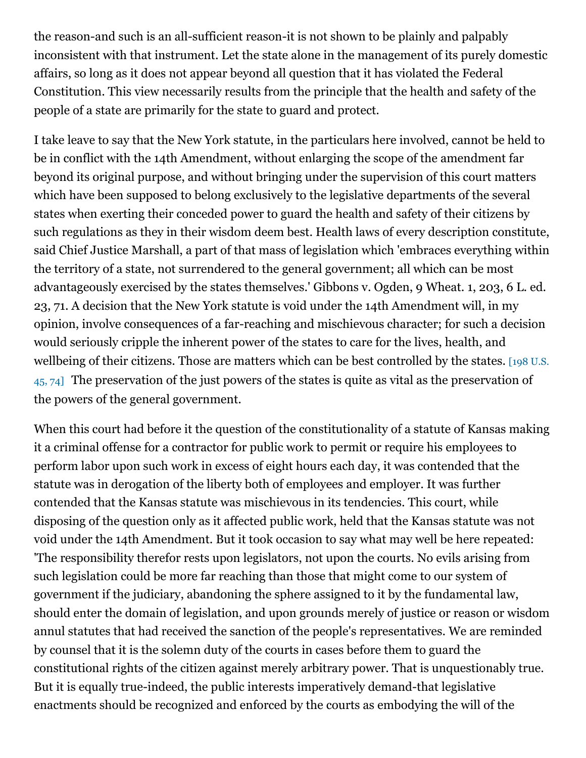the reason-and such is an all-sufficient reason-it is not shown to be plainly and palpably inconsistent with that instrument. Let the state alone in the management of its purely domestic affairs, so long as it does not appear beyond all question that it has violated the Federal Constitution. This view necessarily results from the principle that the health and safety of the people of a state are primarily for the state to guard and protect.

I take leave to say that the New York statute, in the particulars here involved, cannot be held to be in conflict with the 14th Amendment, without enlarging the scope of the amendment far beyond its original purpose, and without bringing under the supervision of this court matters which have been supposed to belong exclusively to the legislative departments of the several states when exerting their conceded power to guard the health and safety of their citizens by such regulations as they in their wisdom deem best. Health laws of every description constitute, said Chief Justice Marshall, a part of that mass of legislation which 'embraces everything within the territory of a state, not surrendered to the general government; all which can be most advantageously exercised by the states themselves.' Gibbons v. Ogden, 9 Wheat. 1, 203, 6 L. ed. 23, 71. A decision that the New York statute is void under the 14th Amendment will, in my opinion, involve consequences of a far-reaching and mischievous character; for such a decision would seriously cripple the inherent power of the states to care for the lives, health, and wellbeing of their citizens. Those are matters which can be best controlled by the states. [198 U.S. 45, 74] The preservation of the just powers of the states is quite as vital as the preservation of the powers of the general government.

When this court had before it the question of the constitutionality of a statute of Kansas making it a criminal offense for a contractor for public work to permit or require his employees to perform labor upon such work in excess of eight hours each day, it was contended that the statute was in derogation of the liberty both of employees and employer. It was further contended that the Kansas statute was mischievous in its tendencies. This court, while disposing of the question only as it affected public work, held that the Kansas statute was not void under the 14th Amendment. But it took occasion to say what may well be here repeated: 'The responsibility therefor rests upon legislators, not upon the courts. No evils arising from such legislation could be more far reaching than those that might come to our system of government if the judiciary, abandoning the sphere assigned to it by the fundamental law, should enter the domain of legislation, and upon grounds merely of justice or reason or wisdom annul statutes that had received the sanction of the people's representatives. We are reminded by counsel that it is the solemn duty of the courts in cases before them to guard the constitutional rights of the citizen against merely arbitrary power. That is unquestionably true. But it is equally true-indeed, the public interests imperatively demand-that legislative enactments should be recognized and enforced by the courts as embodying the will of the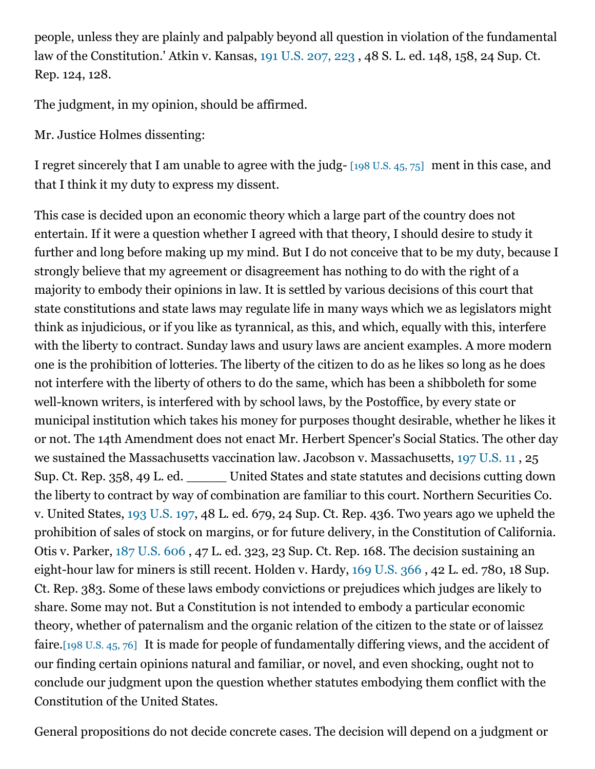people, unless they are plainly and palpably beyond all question in violation of the fundamental law of the Constitution.' Atkin v. Kansas, 191 U.S. 207, 223 , 48 S. L. ed. 148, 158, 24 Sup. Ct. Rep. 124, 128.

The judgment, in my opinion, should be affirmed.

Mr. Justice Holmes dissenting:

I regret sincerely that I am unable to agree with the judg- [198 U.S. 45, 75] ment in this case, and that I think it my duty to express my dissent.

This case is decided upon an economic theory which a large part of the country does not entertain. If it were a question whether I agreed with that theory, I should desire to study it further and long before making up my mind. But I do not conceive that to be my duty, because I strongly believe that my agreement or disagreement has nothing to do with the right of a majority to embody their opinions in law. It is settled by various decisions of this court that state constitutions and state laws may regulate life in many ways which we as legislators might think as injudicious, or if you like as tyrannical, as this, and which, equally with this, interfere with the liberty to contract. Sunday laws and usury laws are ancient examples. A more modern one is the prohibition of lotteries. The liberty of the citizen to do as he likes so long as he does not interfere with the liberty of others to do the same, which has been a shibboleth for some well-known writers, is interfered with by school laws, by the Postoffice, by every state or municipal institution which takes his money for purposes thought desirable, whether he likes it or not. The 14th Amendment does not enact Mr. Herbert Spencer's Social Statics. The other day we sustained the Massachusetts vaccination law. Jacobson v. Massachusetts, 197 U.S. 11 , 25 Sup. Ct. Rep. 358, 49 L. ed. ______ United States and state statutes and decisions cutting down the liberty to contract by way of combination are familiar to this court. Northern Securities Co. v. United States, 193 U.S. 197, 48 L. ed. 679, 24 Sup. Ct. Rep. 436. Two years ago we upheld the prohibition of sales of stock on margins, or for future delivery, in the Constitution of California. Otis v. Parker, 187 U.S. 606 , 47 L. ed. 323, 23 Sup. Ct. Rep. 168. The decision sustaining an eight-hour law for miners is still recent. Holden v. Hardy, 169 U.S. 366 , 42 L. ed. 780, 18 Sup. Ct. Rep. 383. Some of these laws embody convictions or prejudices which judges are likely to share. Some may not. But a Constitution is not intended to embody a particular economic theory, whether of paternalism and the organic relation of the citizen to the state or of laissez faire.[198 U.S. 45, 76] It is made for people of fundamentally differing views, and the accident of our finding certain opinions natural and familiar, or novel, and even shocking, ought not to conclude our judgment upon the question whether statutes embodying them conflict with the Constitution of the United States.

General propositions do not decide concrete cases. The decision will depend on a judgment or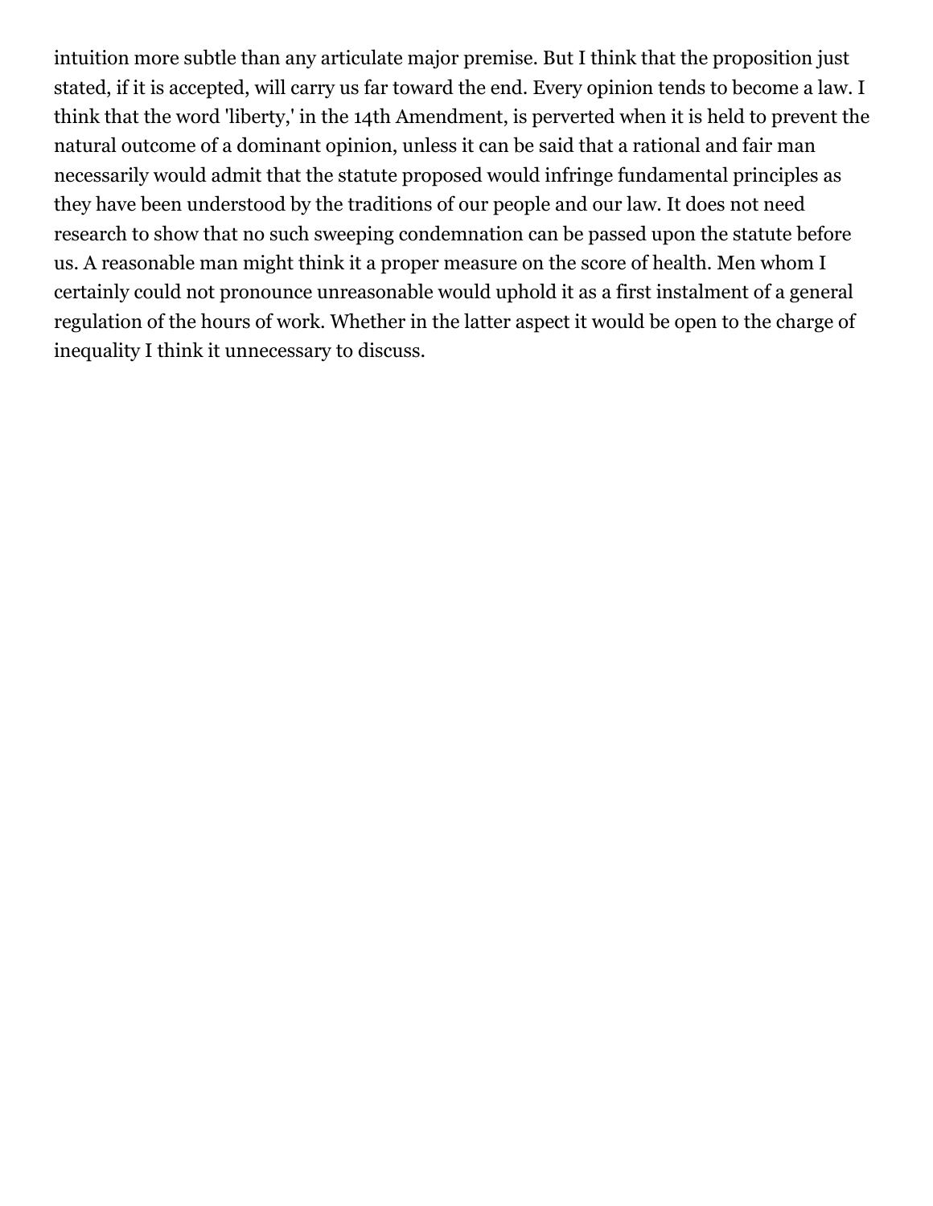intuition more subtle than any articulate major premise. But I think that the proposition just stated, if it is accepted, will carry us far toward the end. Every opinion tends to become a law. I think that the word 'liberty,' in the 14th Amendment, is perverted when it is held to prevent the natural outcome of a dominant opinion, unless it can be said that a rational and fair man necessarily would admit that the statute proposed would infringe fundamental principles as they have been understood by the traditions of our people and our law. It does not need research to show that no such sweeping condemnation can be passed upon the statute before us. A reasonable man might think it a proper measure on the score of health. Men whom I certainly could not pronounce unreasonable would uphold it as a first instalment of a general regulation of the hours of work. Whether in the latter aspect it would be open to the charge of inequality I think it unnecessary to discuss.